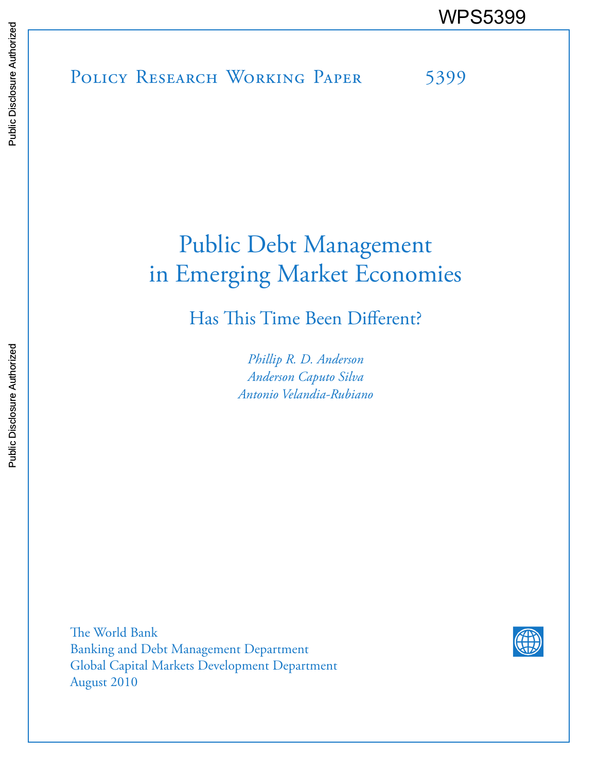WPS5399

Policy Research Working Paper 5399

# Public Debt Management in Emerging Market Economies

## Has This Time Been Different?

*Phillip R. D. Anderson*
*Anderson Caputo Silva*
*Antonio Velandia-Rubiano*

The World Bank
Banking and Debt Management Department
Global Capital Markets Development Department
August 2010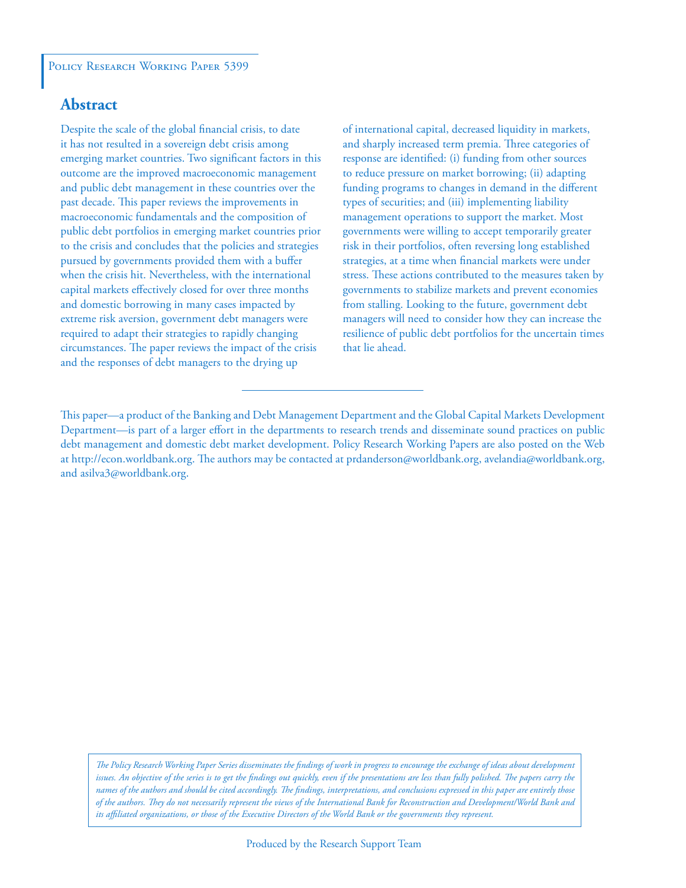Policy Research Working Paper 5399

## Abstract

Despite the scale of the global financial crisis, to date it has not resulted in a sovereign debt crisis among emerging market countries. Two significant factors in this outcome are the improved macroeconomic management and public debt management in these countries over the past decade. This paper reviews the improvements in macroeconomic fundamentals and the composition of public debt portfolios in emerging market countries prior to the crisis and concludes that the policies and strategies pursued by governments provided them with a buffer when the crisis hit. Nevertheless, with the international capital markets effectively closed for over three months and domestic borrowing in many cases impacted by extreme risk aversion, government debt managers were required to adapt their strategies to rapidly changing circumstances. The paper reviews the impact of the crisis and the responses of debt managers to the drying up of international capital, decreased liquidity in markets, and sharply increased term premia. Three categories of response are identified: (i) funding from other sources to reduce pressure on market borrowing; (ii) adapting funding programs to changes in demand in the different types of securities; and (iii) implementing liability management operations to support the market. Most governments were willing to accept temporarily greater risk in their portfolios, often reversing long established strategies, at a time when financial markets were under stress. These actions contributed to the measures taken by governments to stabilize markets and prevent economies from stalling. Looking to the future, government debt managers will need to consider how they can increase the resilience of public debt portfolios for the uncertain times that lie ahead.

---

This paper—a product of the Banking and Debt Management Department and the Global Capital Markets Development Department—is part of a larger effort in the departments to research trends and disseminate sound practices on public debt management and domestic debt market development. Policy Research Working Papers are also posted on the Web at http://econ.worldbank.org. The authors may be contacted at prdanderson@worldbank.org, avelandia@worldbank.org, and asilva3@worldbank.org.

*The Policy Research Working Paper Series disseminates the findings of work in progress to encourage the exchange of ideas about development issues. An objective of the series is to get the findings out quickly, even if the presentations are less than fully polished. The papers carry the names of the authors and should be cited accordingly. The findings, interpretations, and conclusions expressed in this paper are entirely those of the authors. They do not necessarily represent the views of the International Bank for Reconstruction and Development/World Bank and its affiliated organizations, or those of the Executive Directors of the World Bank or the governments they represent.*

Produced by the Research Support Team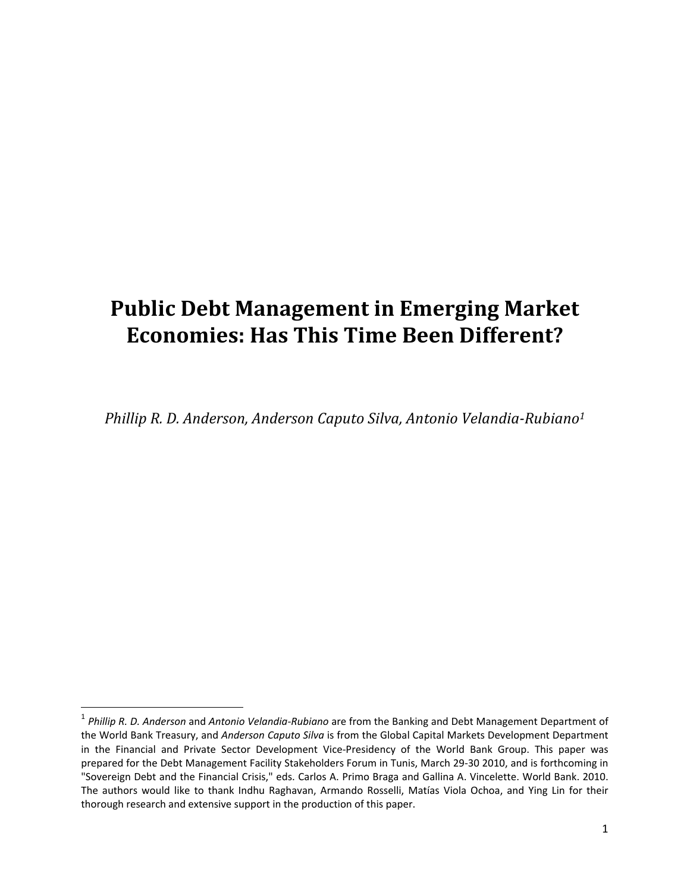# Public Debt Management in Emerging Market Economies: Has This Time Been Different?

*Phillip R. D. Anderson, Anderson Caputo Silva, Antonio Velandia-Rubiano*[1]

[1] *Phillip R. D. Anderson* and *Antonio Velandia-Rubiano* are from the Banking and Debt Management Department of the World Bank Treasury, and *Anderson Caputo Silva* is from the Global Capital Markets Development Department in the Financial and Private Sector Development Vice-Presidency of the World Bank Group. This paper was prepared for the Debt Management Facility Stakeholders Forum in Tunis, March 29-30 2010, and is forthcoming in "Sovereign Debt and the Financial Crisis," eds. Carlos A. Primo Braga and Gallina A. Vincelette. World Bank. 2010. The authors would like to thank Indhu Raghavan, Armando Rosselli, Matías Viola Ochoa, and Ying Lin for their thorough research and extensive support in the production of this paper.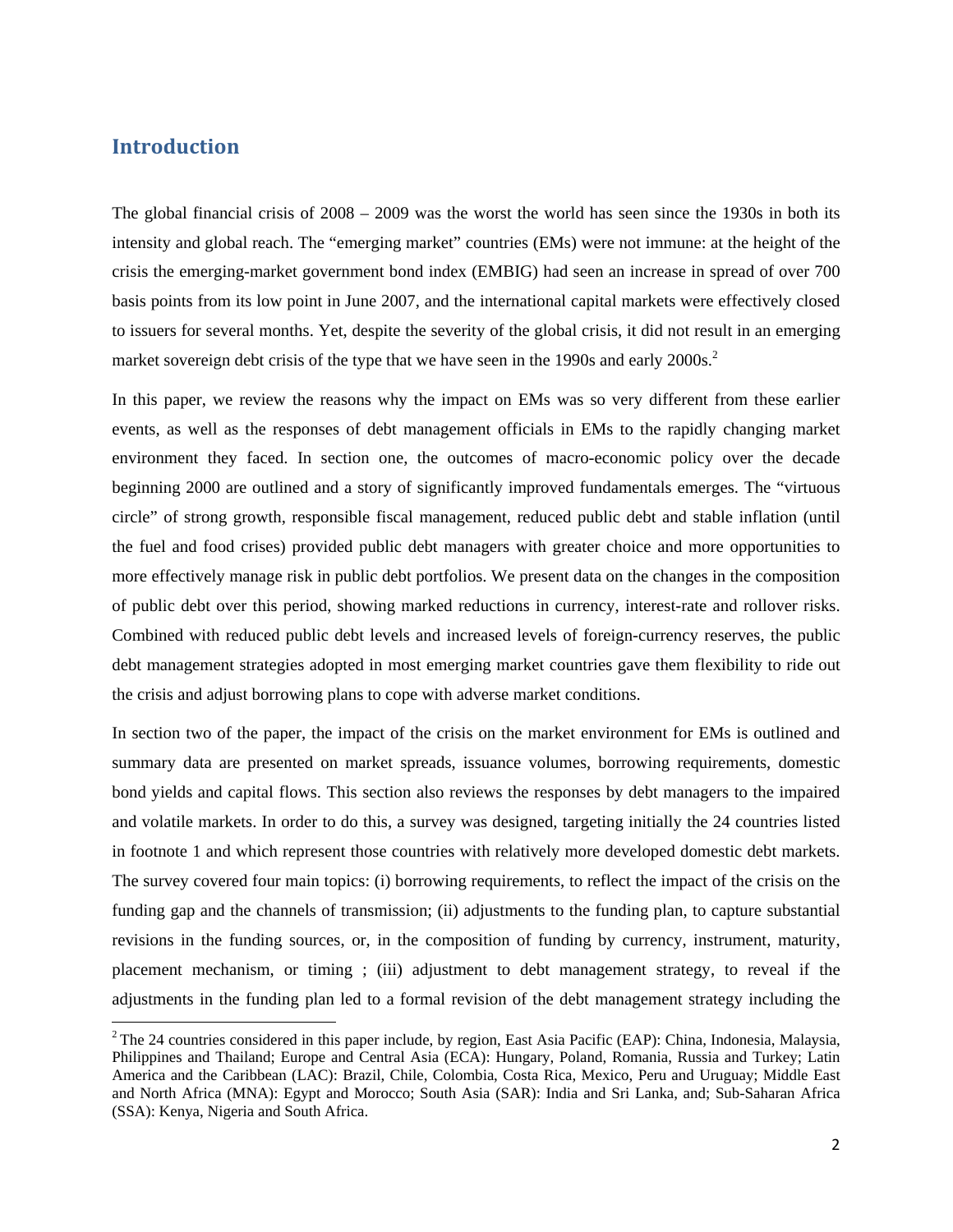## Introduction

The global financial crisis of 2008 – 2009 was the worst the world has seen since the 1930s in both its intensity and global reach. The "emerging market" countries (EMs) were not immune: at the height of the crisis the emerging-market government bond index (EMBIG) had seen an increase in spread of over 700 basis points from its low point in June 2007, and the international capital markets were effectively closed to issuers for several months. Yet, despite the severity of the global crisis, it did not result in an emerging market sovereign debt crisis of the type that we have seen in the 1990s and early 2000s.[2]

In this paper, we review the reasons why the impact on EMs was so very different from these earlier events, as well as the responses of debt management officials in EMs to the rapidly changing market environment they faced. In section one, the outcomes of macro-economic policy over the decade beginning 2000 are outlined and a story of significantly improved fundamentals emerges. The "virtuous circle" of strong growth, responsible fiscal management, reduced public debt and stable inflation (until the fuel and food crises) provided public debt managers with greater choice and more opportunities to more effectively manage risk in public debt portfolios. We present data on the changes in the composition of public debt over this period, showing marked reductions in currency, interest-rate and rollover risks. Combined with reduced public debt levels and increased levels of foreign-currency reserves, the public debt management strategies adopted in most emerging market countries gave them flexibility to ride out the crisis and adjust borrowing plans to cope with adverse market conditions.

In section two of the paper, the impact of the crisis on the market environment for EMs is outlined and summary data are presented on market spreads, issuance volumes, borrowing requirements, domestic bond yields and capital flows. This section also reviews the responses by debt managers to the impaired and volatile markets. In order to do this, a survey was designed, targeting initially the 24 countries listed in footnote 1 and which represent those countries with relatively more developed domestic debt markets. The survey covered four main topics: (i) borrowing requirements, to reflect the impact of the crisis on the funding gap and the channels of transmission; (ii) adjustments to the funding plan, to capture substantial revisions in the funding sources, or, in the composition of funding by currency, instrument, maturity, placement mechanism, or timing ; (iii) adjustment to debt management strategy, to reveal if the adjustments in the funding plan led to a formal revision of the debt management strategy including the

[2] The 24 countries considered in this paper include, by region, East Asia Pacific (EAP): China, Indonesia, Malaysia, Philippines and Thailand; Europe and Central Asia (ECA): Hungary, Poland, Romania, Russia and Turkey; Latin America and the Caribbean (LAC): Brazil, Chile, Colombia, Costa Rica, Mexico, Peru and Uruguay; Middle East and North Africa (MNA): Egypt and Morocco; South Asia (SAR): India and Sri Lanka, and; Sub-Saharan Africa (SSA): Kenya, Nigeria and South Africa.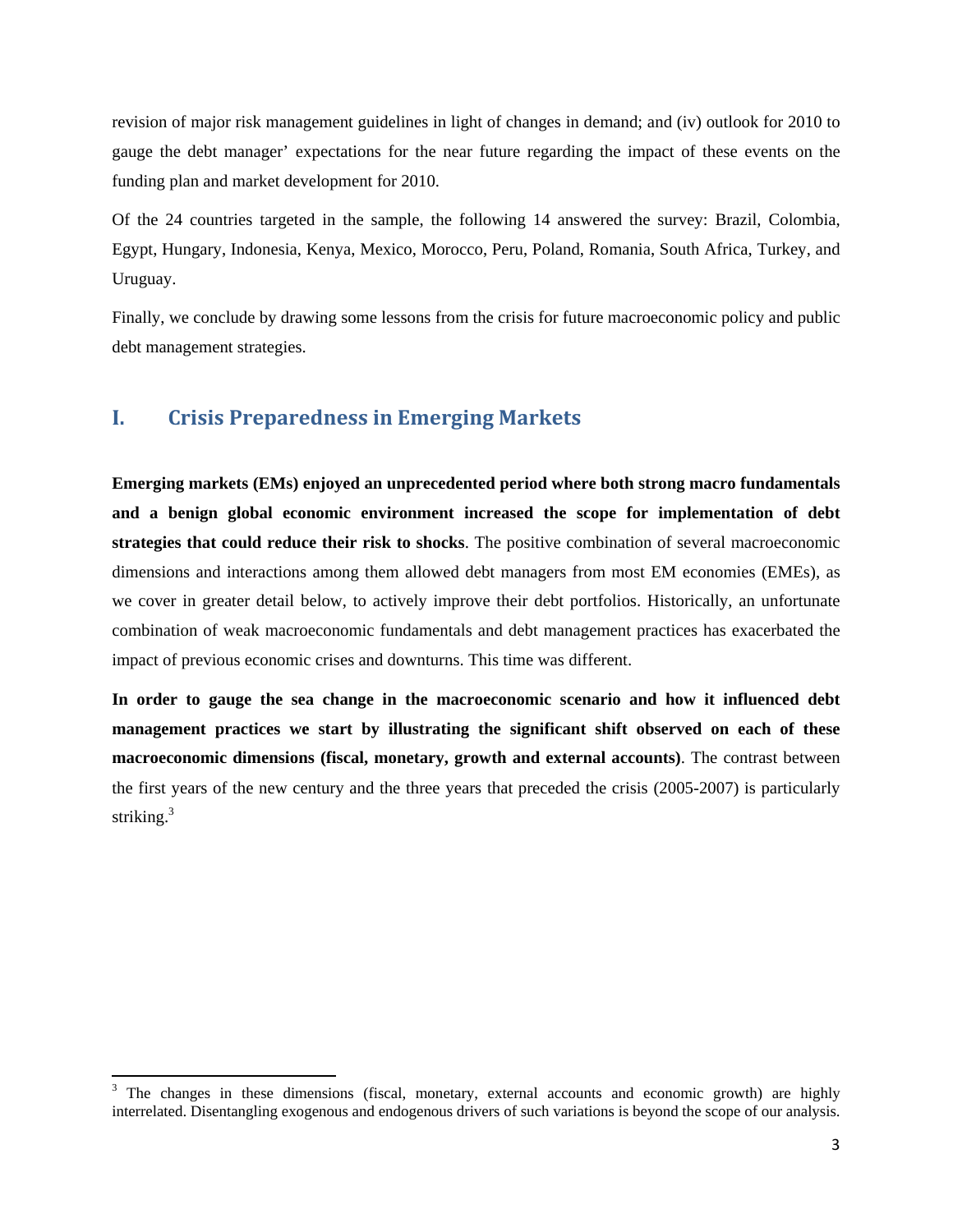revision of major risk management guidelines in light of changes in demand; and (iv) outlook for 2010 to gauge the debt manager' expectations for the near future regarding the impact of these events on the funding plan and market development for 2010.

Of the 24 countries targeted in the sample, the following 14 answered the survey: Brazil, Colombia, Egypt, Hungary, Indonesia, Kenya, Mexico, Morocco, Peru, Poland, Romania, South Africa, Turkey, and Uruguay.

Finally, we conclude by drawing some lessons from the crisis for future macroeconomic policy and public debt management strategies.

# I. Crisis Preparedness in Emerging Markets

**Emerging markets (EMs) enjoyed an unprecedented period where both strong macro fundamentals and a benign global economic environment increased the scope for implementation of debt strategies that could reduce their risk to shocks**. The positive combination of several macroeconomic dimensions and interactions among them allowed debt managers from most EM economies (EMEs), as we cover in greater detail below, to actively improve their debt portfolios. Historically, an unfortunate combination of weak macroeconomic fundamentals and debt management practices has exacerbated the impact of previous economic crises and downturns. This time was different.

**In order to gauge the sea change in the macroeconomic scenario and how it influenced debt management practices we start by illustrating the significant shift observed on each of these macroeconomic dimensions (fiscal, monetary, growth and external accounts)**. The contrast between the first years of the new century and the three years that preceded the crisis (2005-2007) is particularly striking.[3]

[3] The changes in these dimensions (fiscal, monetary, external accounts and economic growth) are highly interrelated. Disentangling exogenous and endogenous drivers of such variations is beyond the scope of our analysis.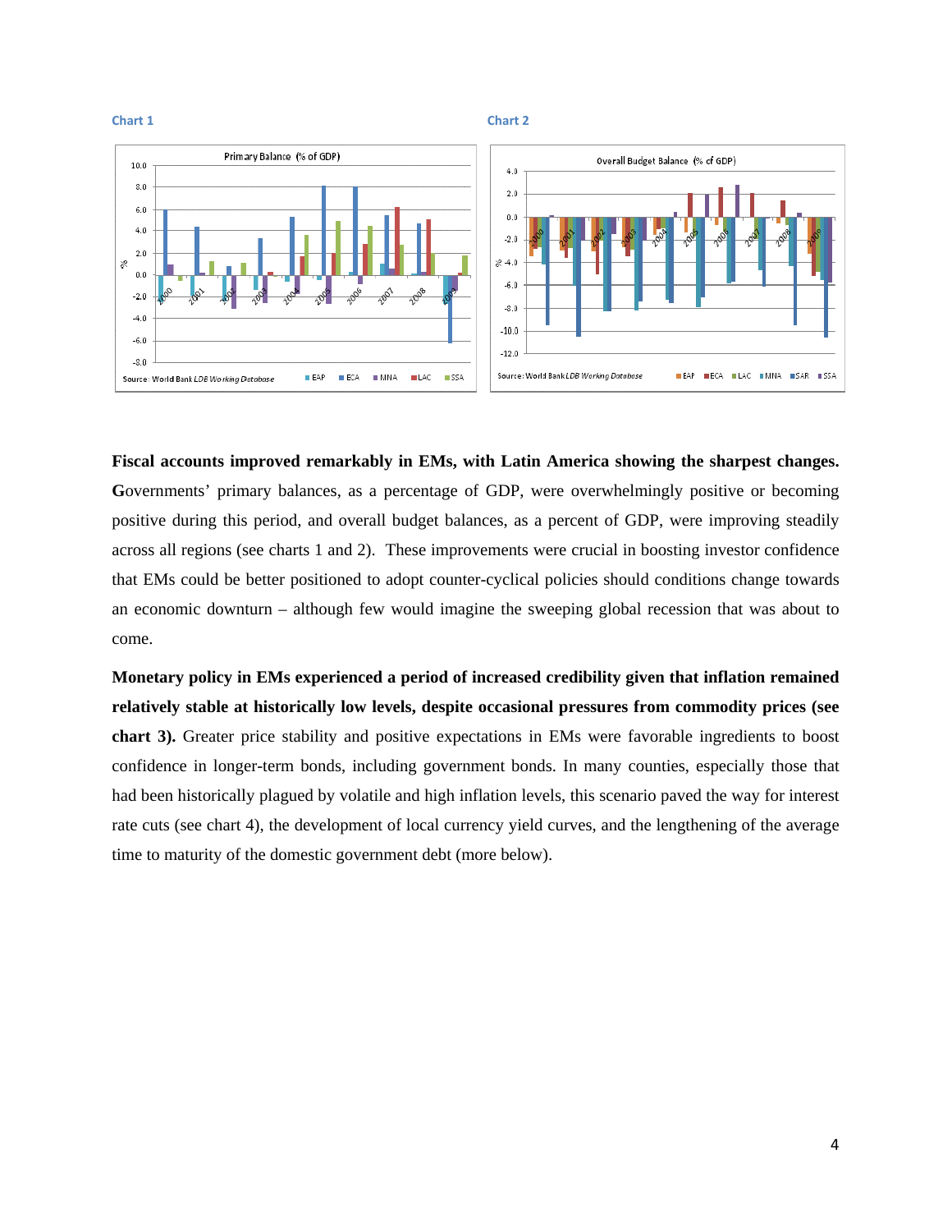Chart 1

Chart 2

**Fiscal accounts improved remarkably in EMs, with Latin America showing the sharpest changes. G**overnments' primary balances, as a percentage of GDP, were overwhelmingly positive or becoming positive during this period, and overall budget balances, as a percent of GDP, were improving steadily across all regions (see charts 1 and 2). These improvements were crucial in boosting investor confidence that EMs could be better positioned to adopt counter-cyclical policies should conditions change towards an economic downturn – although few would imagine the sweeping global recession that was about to come.

**Monetary policy in EMs experienced a period of increased credibility given that inflation remained relatively stable at historically low levels, despite occasional pressures from commodity prices (see chart 3).** Greater price stability and positive expectations in EMs were favorable ingredients to boost confidence in longer-term bonds, including government bonds. In many counties, especially those that had been historically plagued by volatile and high inflation levels, this scenario paved the way for interest rate cuts (see chart 4), the development of local currency yield curves, and the lengthening of the average time to maturity of the domestic government debt (more below).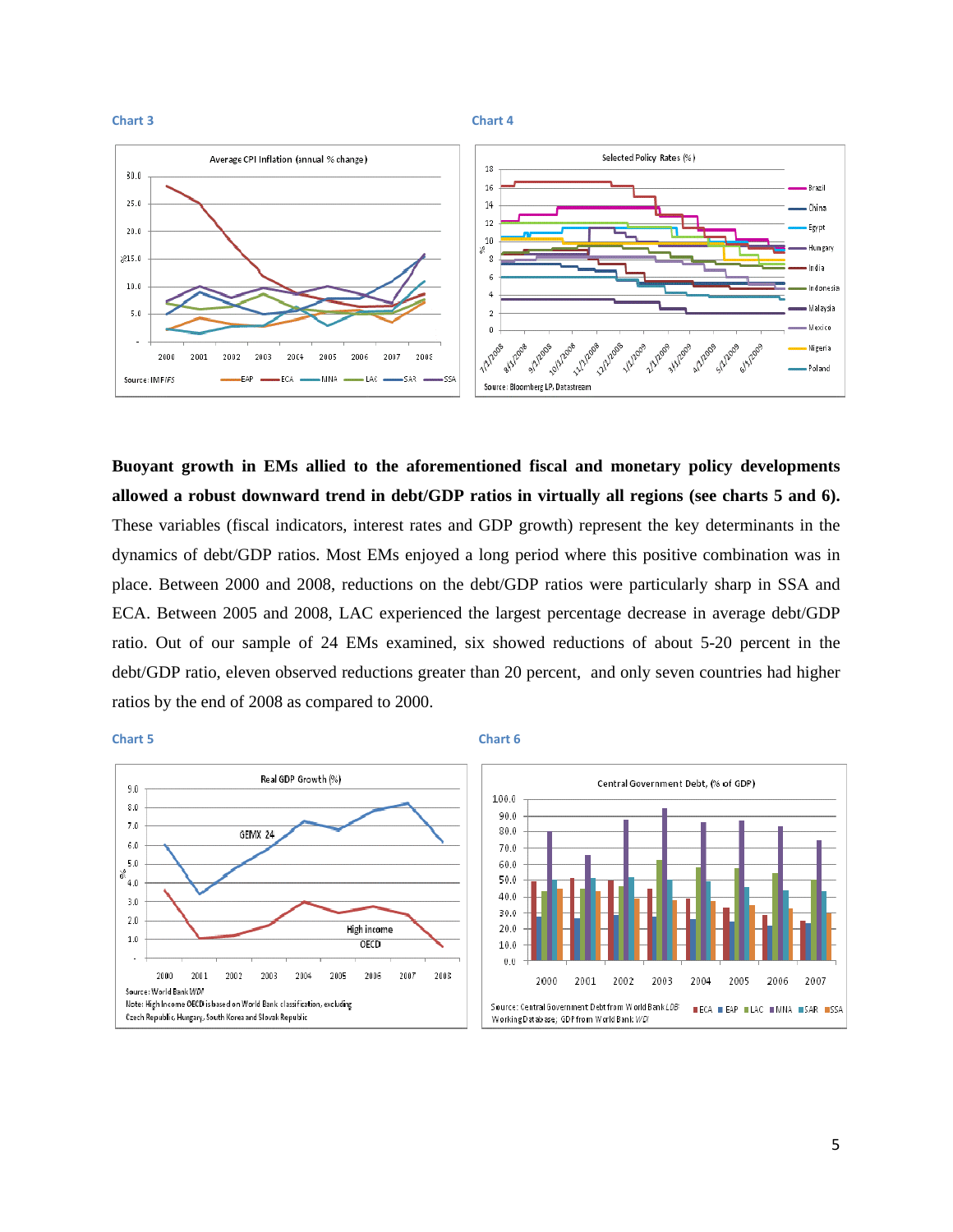**Chart 3**

**Chart 4**

**Buoyant growth in EMs allied to the aforementioned fiscal and monetary policy developments allowed a robust downward trend in debt/GDP ratios in virtually all regions (see charts 5 and 6).** These variables (fiscal indicators, interest rates and GDP growth) represent the key determinants in the dynamics of debt/GDP ratios. Most EMs enjoyed a long period where this positive combination was in place. Between 2000 and 2008, reductions on the debt/GDP ratios were particularly sharp in SSA and ECA. Between 2005 and 2008, LAC experienced the largest percentage decrease in average debt/GDP ratio. Out of our sample of 24 EMs examined, six showed reductions of about 5-20 percent in the debt/GDP ratio, eleven observed reductions greater than 20 percent, and only seven countries had higher ratios by the end of 2008 as compared to 2000.

**Chart 5**

**Chart 6**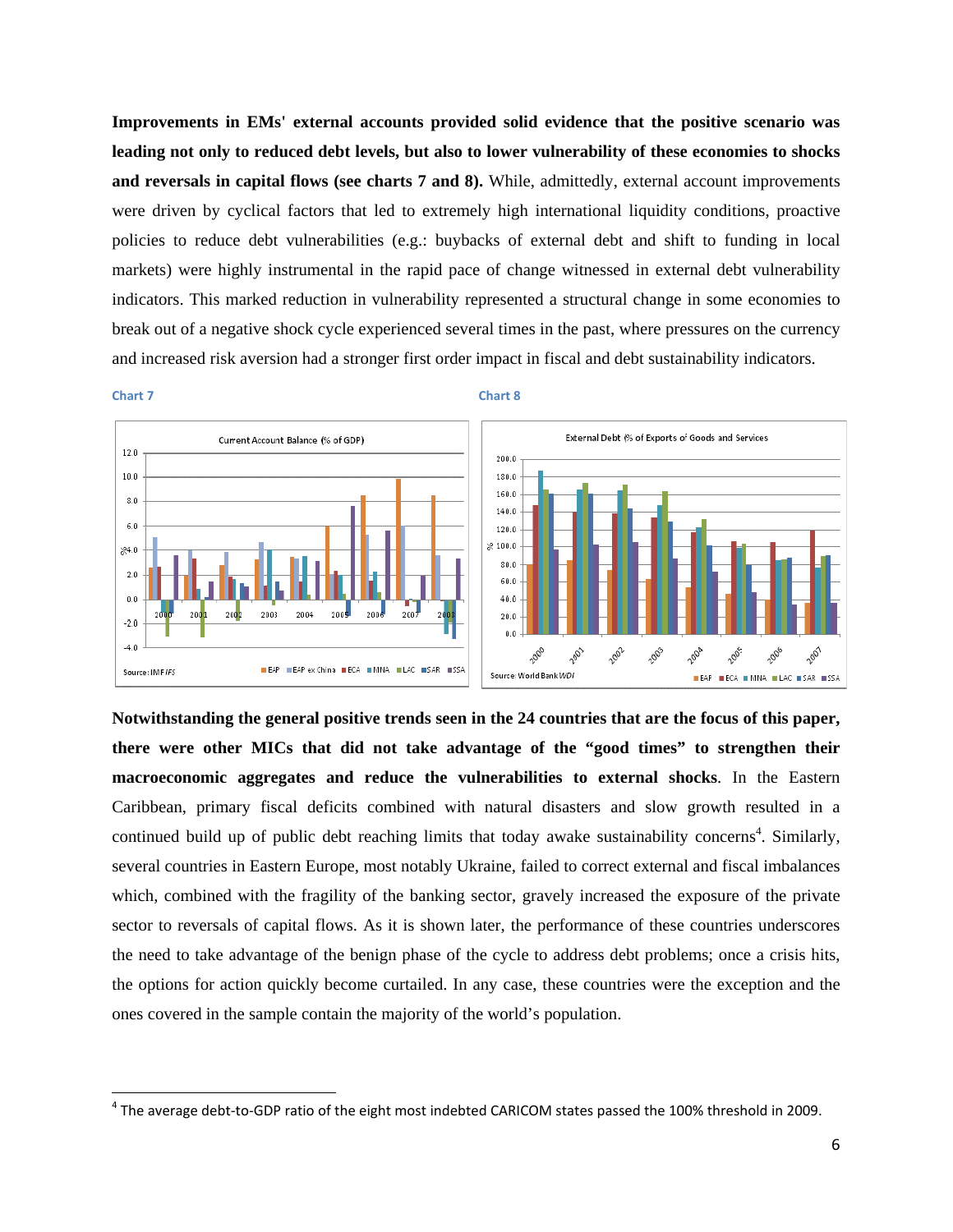**Improvements in EMs' external accounts provided solid evidence that the positive scenario was leading not only to reduced debt levels, but also to lower vulnerability of these economies to shocks and reversals in capital flows (see charts 7 and 8).** While, admittedly, external account improvements were driven by cyclical factors that led to extremely high international liquidity conditions, proactive policies to reduce debt vulnerabilities (e.g.: buybacks of external debt and shift to funding in local markets) were highly instrumental in the rapid pace of change witnessed in external debt vulnerability indicators. This marked reduction in vulnerability represented a structural change in some economies to break out of a negative shock cycle experienced several times in the past, where pressures on the currency and increased risk aversion had a stronger first order impact in fiscal and debt sustainability indicators.

Chart 7

Current Account Balance (% of GDP)

Source: IMF *IFS*

Chart 8

External Debt (% of Exports of Goods and Services

Source: World Bank *WDI*

**Notwithstanding the general positive trends seen in the 24 countries that are the focus of this paper, there were other MICs that did not take advantage of the "good times" to strengthen their macroeconomic aggregates and reduce the vulnerabilities to external shocks**. In the Eastern Caribbean, primary fiscal deficits combined with natural disasters and slow growth resulted in a continued build up of public debt reaching limits that today awake sustainability concerns[4]. Similarly, several countries in Eastern Europe, most notably Ukraine, failed to correct external and fiscal imbalances which, combined with the fragility of the banking sector, gravely increased the exposure of the private sector to reversals of capital flows. As it is shown later, the performance of these countries underscores the need to take advantage of the benign phase of the cycle to address debt problems; once a crisis hits, the options for action quickly become curtailed. In any case, these countries were the exception and the ones covered in the sample contain the majority of the world's population.

[4] The average debt-to-GDP ratio of the eight most indebted CARICOM states passed the 100% threshold in 2009.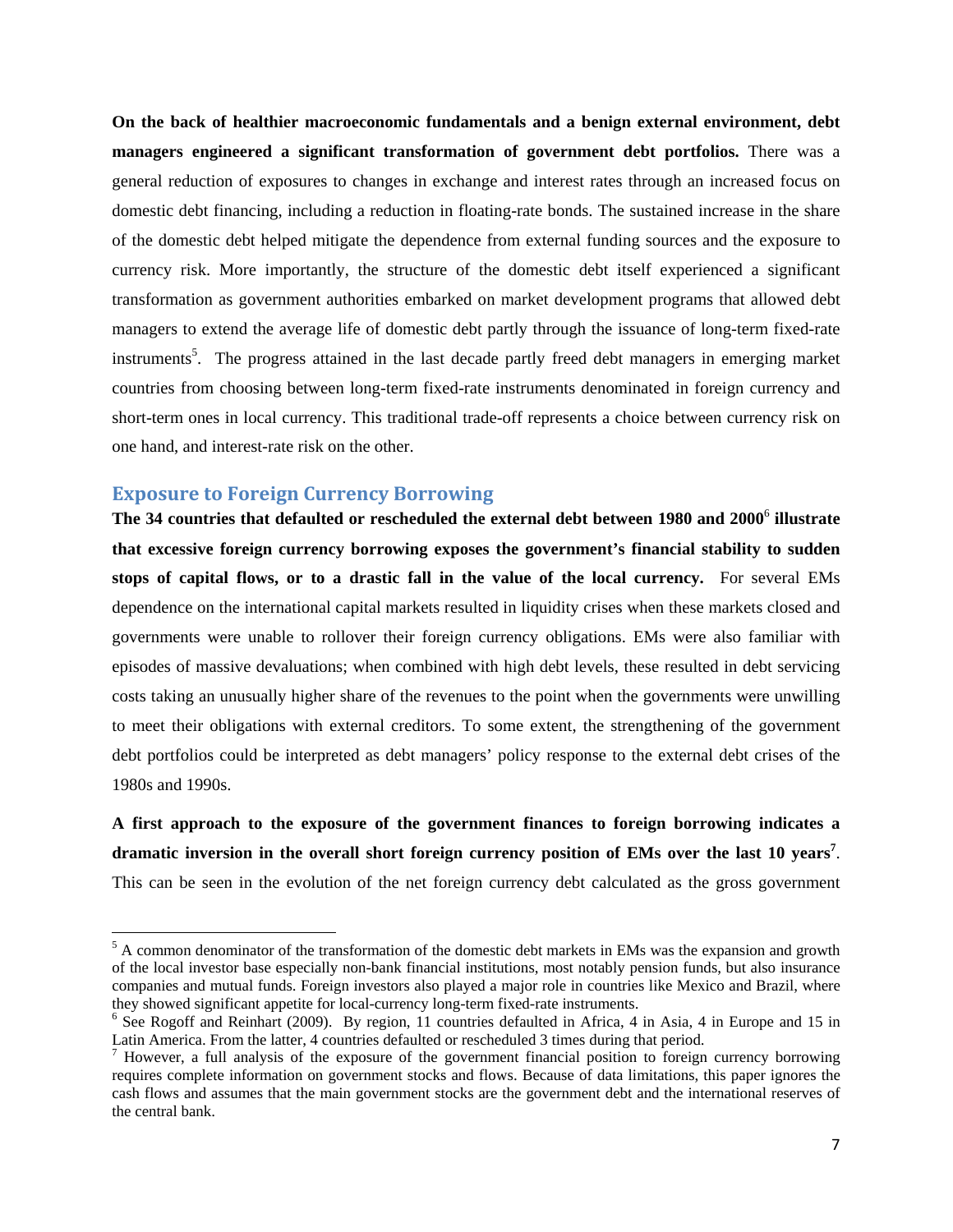**On the back of healthier macroeconomic fundamentals and a benign external environment, debt managers engineered a significant transformation of government debt portfolios.** There was a general reduction of exposures to changes in exchange and interest rates through an increased focus on domestic debt financing, including a reduction in floating-rate bonds. The sustained increase in the share of the domestic debt helped mitigate the dependence from external funding sources and the exposure to currency risk. More importantly, the structure of the domestic debt itself experienced a significant transformation as government authorities embarked on market development programs that allowed debt managers to extend the average life of domestic debt partly through the issuance of long-term fixed-rate instruments[5]. The progress attained in the last decade partly freed debt managers in emerging market countries from choosing between long-term fixed-rate instruments denominated in foreign currency and short-term ones in local currency. This traditional trade-off represents a choice between currency risk on one hand, and interest-rate risk on the other.

## Exposure to Foreign Currency Borrowing

**The 34 countries that defaulted or rescheduled the external debt between 1980 and 2000[6] illustrate that excessive foreign currency borrowing exposes the government's financial stability to sudden stops of capital flows, or to a drastic fall in the value of the local currency.** For several EMs dependence on the international capital markets resulted in liquidity crises when these markets closed and governments were unable to rollover their foreign currency obligations. EMs were also familiar with episodes of massive devaluations; when combined with high debt levels, these resulted in debt servicing costs taking an unusually higher share of the revenues to the point when the governments were unwilling to meet their obligations with external creditors. To some extent, the strengthening of the government debt portfolios could be interpreted as debt managers' policy response to the external debt crises of the 1980s and 1990s.

**A first approach to the exposure of the government finances to foreign borrowing indicates a dramatic inversion in the overall short foreign currency position of EMs over the last 10 years[7].** This can be seen in the evolution of the net foreign currency debt calculated as the gross government

---

[5] A common denominator of the transformation of the domestic debt markets in EMs was the expansion and growth of the local investor base especially non-bank financial institutions, most notably pension funds, but also insurance companies and mutual funds. Foreign investors also played a major role in countries like Mexico and Brazil, where they showed significant appetite for local-currency long-term fixed-rate instruments.

[6] See Rogoff and Reinhart (2009). By region, 11 countries defaulted in Africa, 4 in Asia, 4 in Europe and 15 in Latin America. From the latter, 4 countries defaulted or rescheduled 3 times during that period.

[7] However, a full analysis of the exposure of the government financial position to foreign currency borrowing requires complete information on government stocks and flows. Because of data limitations, this paper ignores the cash flows and assumes that the main government stocks are the government debt and the international reserves of the central bank.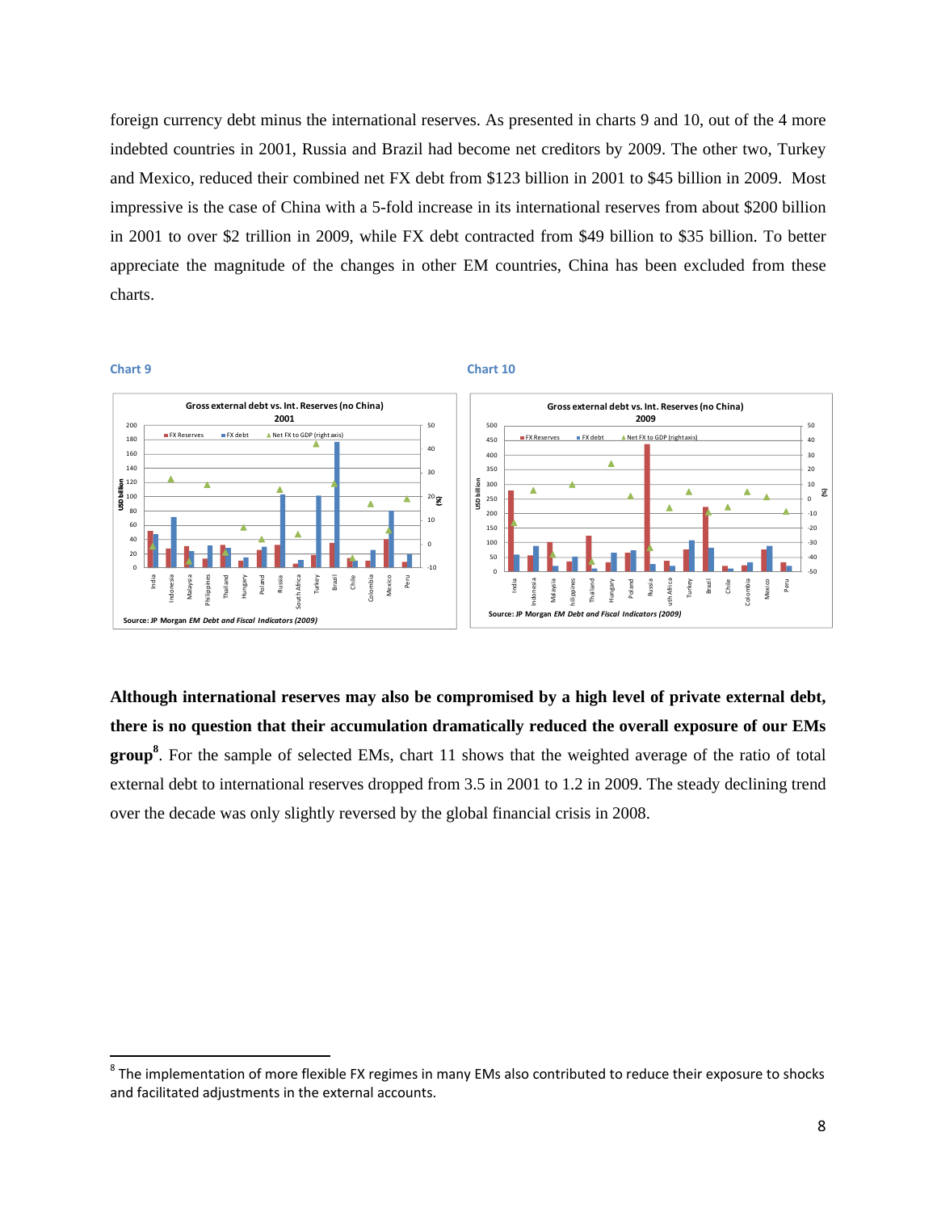foreign currency debt minus the international reserves. As presented in charts 9 and 10, out of the 4 more indebted countries in 2001, Russia and Brazil had become net creditors by 2009. The other two, Turkey and Mexico, reduced their combined net FX debt from $123 billion in 2001 to $45 billion in 2009. Most impressive is the case of China with a 5-fold increase in its international reserves from about $200 billion in 2001 to over $2 trillion in 2009, while FX debt contracted from $49 billion to $35 billion. To better appreciate the magnitude of the changes in other EM countries, China has been excluded from these charts.

Chart 9

Gross external debt vs. Int. Reserves (no China) 2001

Source: JP Morgan *EM Debt and Fiscal Indicators (2009)*

Chart 10

Gross external debt vs. Int. Reserves (no China) 2009

Source: JP Morgan *EM Debt and Fiscal Indicators (2009)*

**Although international reserves may also be compromised by a high level of private external debt, there is no question that their accumulation dramatically reduced the overall exposure of our EMs group**[8]. For the sample of selected EMs, chart 11 shows that the weighted average of the ratio of total external debt to international reserves dropped from 3.5 in 2001 to 1.2 in 2009. The steady declining trend over the decade was only slightly reversed by the global financial crisis in 2008.

[8] The implementation of more flexible FX regimes in many EMs also contributed to reduce their exposure to shocks and facilitated adjustments in the external accounts.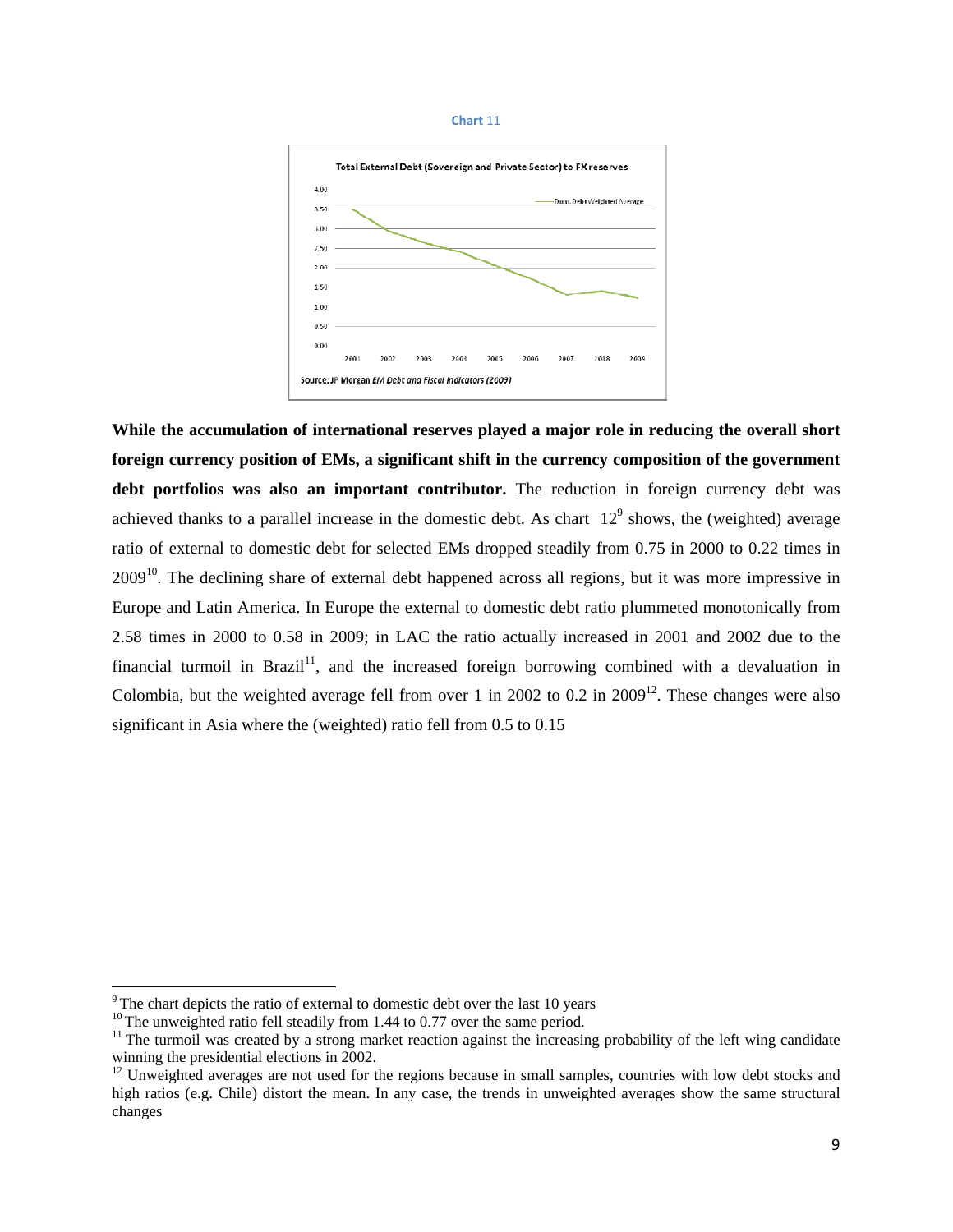Chart 11

Total External Debt (Sovereign and Private Sector) to FX reserves

Source: JP Morgan *EM Debt and Fiscal Indicators (2009)*

**While the accumulation of international reserves played a major role in reducing the overall short foreign currency position of EMs, a significant shift in the currency composition of the government debt portfolios was also an important contributor.** The reduction in foreign currency debt was achieved thanks to a parallel increase in the domestic debt. As chart 12[9] shows, the (weighted) average ratio of external to domestic debt for selected EMs dropped steadily from 0.75 in 2000 to 0.22 times in 2009[10]. The declining share of external debt happened across all regions, but it was more impressive in Europe and Latin America. In Europe the external to domestic debt ratio plummeted monotonically from 2.58 times in 2000 to 0.58 in 2009; in LAC the ratio actually increased in 2001 and 2002 due to the financial turmoil in Brazil[11], and the increased foreign borrowing combined with a devaluation in Colombia, but the weighted average fell from over 1 in 2002 to 0.2 in 2009[12]. These changes were also significant in Asia where the (weighted) ratio fell from 0.5 to 0.15

[9] The chart depicts the ratio of external to domestic debt over the last 10 years

[10] The unweighted ratio fell steadily from 1.44 to 0.77 over the same period.

[11] The turmoil was created by a strong market reaction against the increasing probability of the left wing candidate winning the presidential elections in 2002.

[12] Unweighted averages are not used for the regions because in small samples, countries with low debt stocks and high ratios (e.g. Chile) distort the mean. In any case, the trends in unweighted averages show the same structural changes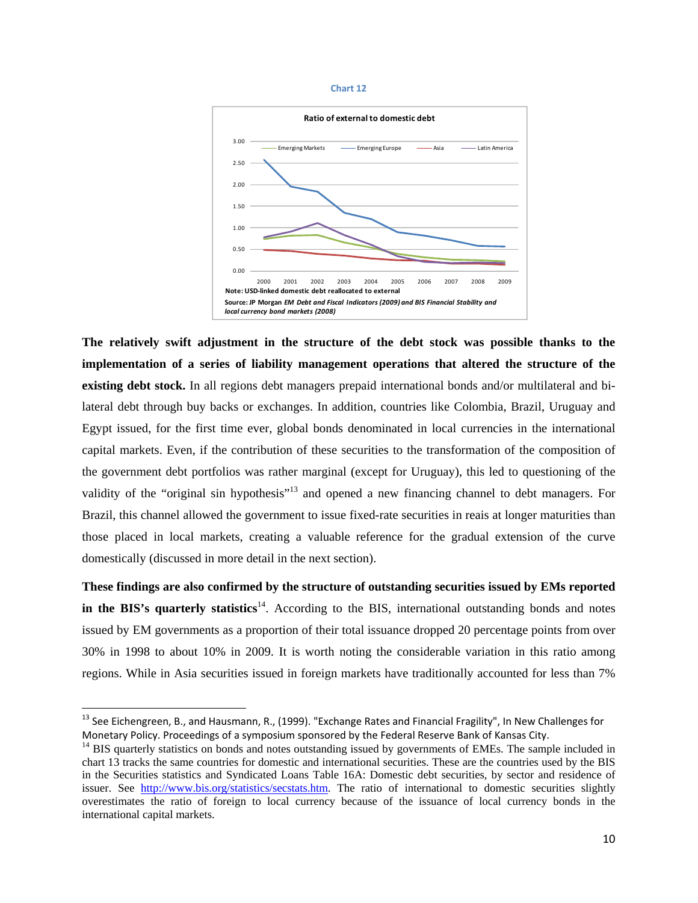Chart 12

**Ratio of external to domestic debt**

Note: USD-linked domestic debt reallocated to external

Source: JP Morgan *EM Debt and Fiscal Indicators (2009) and BIS Financial Stability and local currency bond markets (2008)*

**The relatively swift adjustment in the structure of the debt stock was possible thanks to the implementation of a series of liability management operations that altered the structure of the existing debt stock.** In all regions debt managers prepaid international bonds and/or multilateral and bi-lateral debt through buy backs or exchanges. In addition, countries like Colombia, Brazil, Uruguay and Egypt issued, for the first time ever, global bonds denominated in local currencies in the international capital markets. Even, if the contribution of these securities to the transformation of the composition of the government debt portfolios was rather marginal (except for Uruguay), this led to questioning of the validity of the "original sin hypothesis"[13] and opened a new financing channel to debt managers. For Brazil, this channel allowed the government to issue fixed-rate securities in reais at longer maturities than those placed in local markets, creating a valuable reference for the gradual extension of the curve domestically (discussed in more detail in the next section).

**These findings are also confirmed by the structure of outstanding securities issued by EMs reported in the BIS's quarterly statistics**[14]. According to the BIS, international outstanding bonds and notes issued by EM governments as a proportion of their total issuance dropped 20 percentage points from over 30% in 1998 to about 10% in 2009. It is worth noting the considerable variation in this ratio among regions. While in Asia securities issued in foreign markets have traditionally accounted for less than 7%

---

[13] See Eichengreen, B., and Hausmann, R., (1999). "Exchange Rates and Financial Fragility", In New Challenges for Monetary Policy. Proceedings of a symposium sponsored by the Federal Reserve Bank of Kansas City.

[14] BIS quarterly statistics on bonds and notes outstanding issued by governments of EMEs. The sample included in chart 13 tracks the same countries for domestic and international securities. These are the countries used by the BIS in the Securities statistics and Syndicated Loans Table 16A: Domestic debt securities, by sector and residence of issuer. See http://www.bis.org/statistics/secstats.htm. The ratio of international to domestic securities slightly overestimates the ratio of foreign to local currency because of the issuance of local currency bonds in the international capital markets.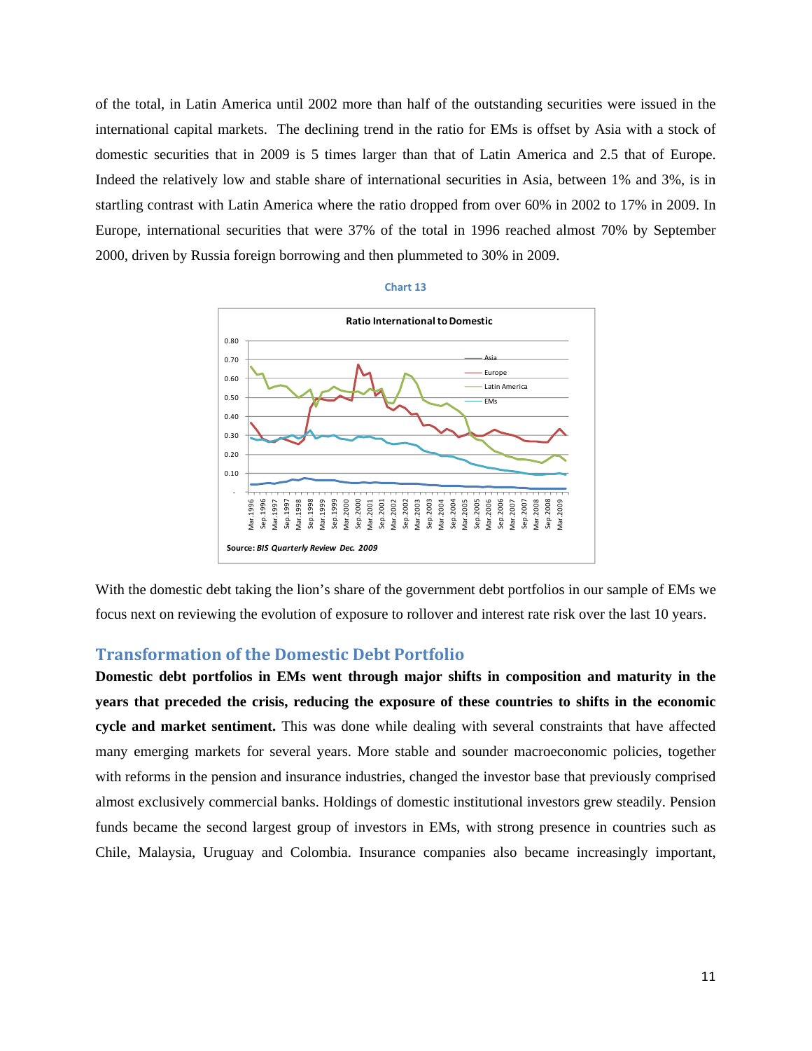of the total, in Latin America until 2002 more than half of the outstanding securities were issued in the international capital markets. The declining trend in the ratio for EMs is offset by Asia with a stock of domestic securities that in 2009 is 5 times larger than that of Latin America and 2.5 that of Europe. Indeed the relatively low and stable share of international securities in Asia, between 1% and 3%, is in startling contrast with Latin America where the ratio dropped from over 60% in 2002 to 17% in 2009. In Europe, international securities that were 37% of the total in 1996 reached almost 70% by September 2000, driven by Russia foreign borrowing and then plummeted to 30% in 2009.

Chart 13

Ratio International to Domestic

Source: *BIS Quarterly Review Dec. 2009*

With the domestic debt taking the lion's share of the government debt portfolios in our sample of EMs we focus next on reviewing the evolution of exposure to rollover and interest rate risk over the last 10 years.

## Transformation of the Domestic Debt Portfolio

**Domestic debt portfolios in EMs went through major shifts in composition and maturity in the years that preceded the crisis, reducing the exposure of these countries to shifts in the economic cycle and market sentiment.** This was done while dealing with several constraints that have affected many emerging markets for several years. More stable and sounder macroeconomic policies, together with reforms in the pension and insurance industries, changed the investor base that previously comprised almost exclusively commercial banks. Holdings of domestic institutional investors grew steadily. Pension funds became the second largest group of investors in EMs, with strong presence in countries such as Chile, Malaysia, Uruguay and Colombia. Insurance companies also became increasingly important,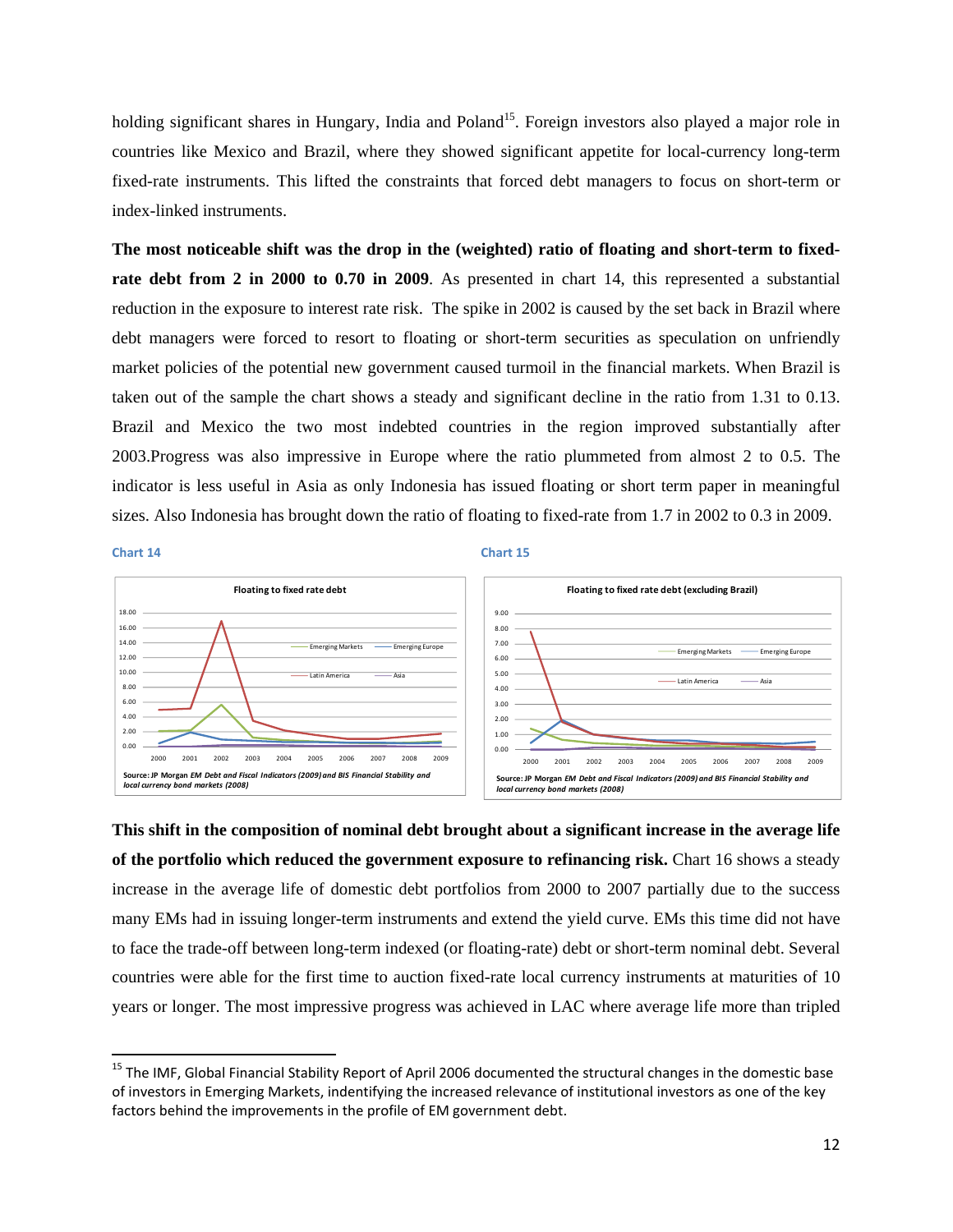holding significant shares in Hungary, India and Poland[15]. Foreign investors also played a major role in countries like Mexico and Brazil, where they showed significant appetite for local-currency long-term fixed-rate instruments. This lifted the constraints that forced debt managers to focus on short-term or index-linked instruments.

**The most noticeable shift was the drop in the (weighted) ratio of floating and short-term to fixed-rate debt from 2 in 2000 to 0.70 in 2009**. As presented in chart 14, this represented a substantial reduction in the exposure to interest rate risk. The spike in 2002 is caused by the set back in Brazil where debt managers were forced to resort to floating or short-term securities as speculation on unfriendly market policies of the potential new government caused turmoil in the financial markets. When Brazil is taken out of the sample the chart shows a steady and significant decline in the ratio from 1.31 to 0.13. Brazil and Mexico the two most indebted countries in the region improved substantially after 2003.Progress was also impressive in Europe where the ratio plummeted from almost 2 to 0.5. The indicator is less useful in Asia as only Indonesia has issued floating or short term paper in meaningful sizes. Also Indonesia has brought down the ratio of floating to fixed-rate from 1.7 in 2002 to 0.3 in 2009.

**Chart 14**

Floating to fixed rate debt

Source: JP Morgan *EM Debt and Fiscal Indicators (2009)* and BIS *Financial Stability and local currency bond markets (2008)*

**Chart 15**

Floating to fixed rate debt (excluding Brazil)

Source: JP Morgan *EM Debt and Fiscal Indicators (2009)* and BIS *Financial Stability and local currency bond markets (2008)*

**This shift in the composition of nominal debt brought about a significant increase in the average life of the portfolio which reduced the government exposure to refinancing risk.** Chart 16 shows a steady increase in the average life of domestic debt portfolios from 2000 to 2007 partially due to the success many EMs had in issuing longer-term instruments and extend the yield curve. EMs this time did not have to face the trade-off between long-term indexed (or floating-rate) debt or short-term nominal debt. Several countries were able for the first time to auction fixed-rate local currency instruments at maturities of 10 years or longer. The most impressive progress was achieved in LAC where average life more than tripled

[15] The IMF, Global Financial Stability Report of April 2006 documented the structural changes in the domestic base of investors in Emerging Markets, indentifying the increased relevance of institutional investors as one of the key factors behind the improvements in the profile of EM government debt.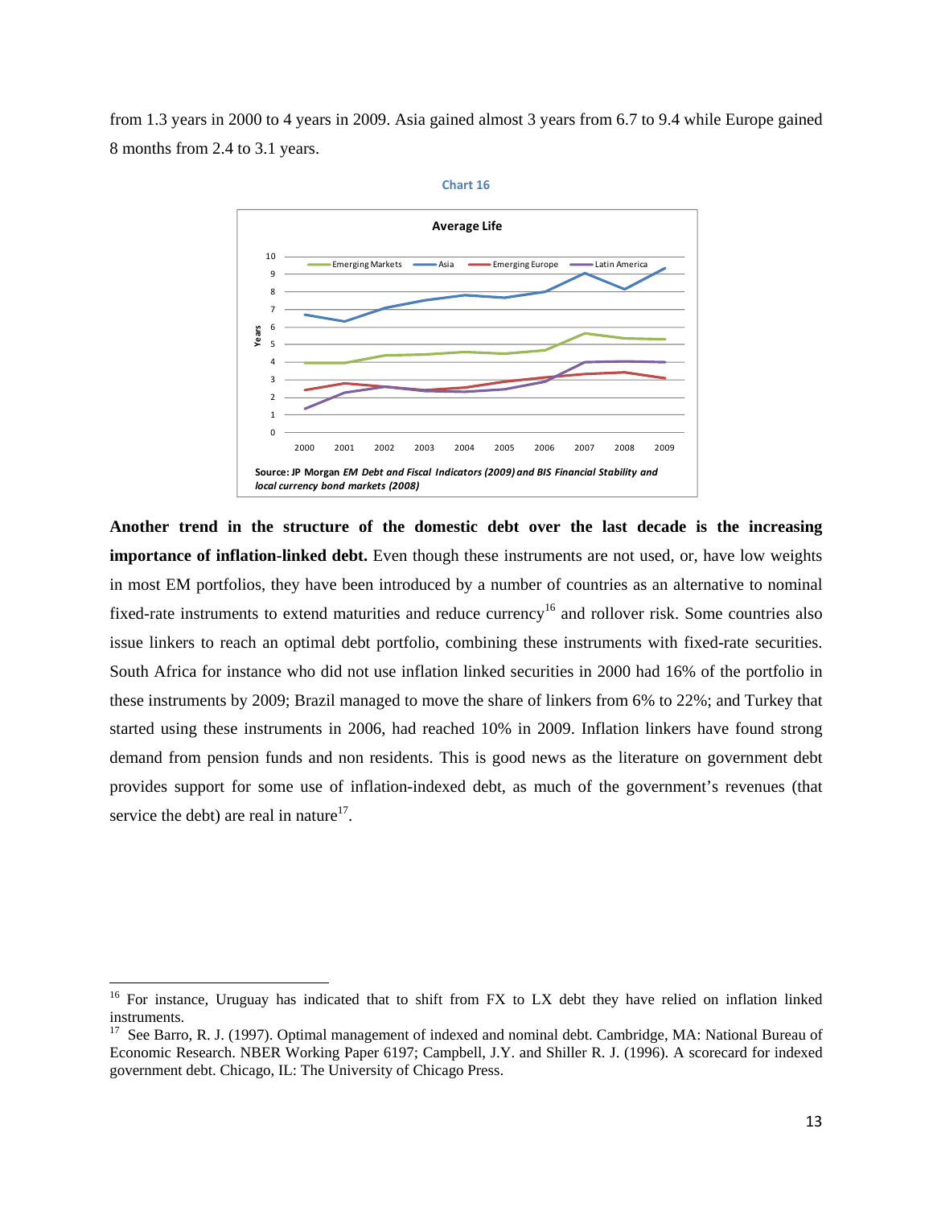from 1.3 years in 2000 to 4 years in 2009. Asia gained almost 3 years from 6.7 to 9.4 while Europe gained 8 months from 2.4 to 3.1 years.

Chart 16

Source: JP Morgan *EM Debt and Fiscal Indicators (2009) and BIS Financial Stability and local currency bond markets (2008)*

**Another trend in the structure of the domestic debt over the last decade is the increasing importance of inflation-linked debt.** Even though these instruments are not used, or, have low weights in most EM portfolios, they have been introduced by a number of countries as an alternative to nominal fixed-rate instruments to extend maturities and reduce currency[16] and rollover risk. Some countries also issue linkers to reach an optimal debt portfolio, combining these instruments with fixed-rate securities. South Africa for instance who did not use inflation linked securities in 2000 had 16% of the portfolio in these instruments by 2009; Brazil managed to move the share of linkers from 6% to 22%; and Turkey that started using these instruments in 2006, had reached 10% in 2009. Inflation linkers have found strong demand from pension funds and non residents. This is good news as the literature on government debt provides support for some use of inflation-indexed debt, as much of the government's revenues (that service the debt) are real in nature[17].

---

[16] For instance, Uruguay has indicated that to shift from FX to LX debt they have relied on inflation linked instruments.

[17] See Barro, R. J. (1997). Optimal management of indexed and nominal debt. Cambridge, MA: National Bureau of Economic Research. NBER Working Paper 6197; Campbell, J.Y. and Shiller R. J. (1996). A scorecard for indexed government debt. Chicago, IL: The University of Chicago Press.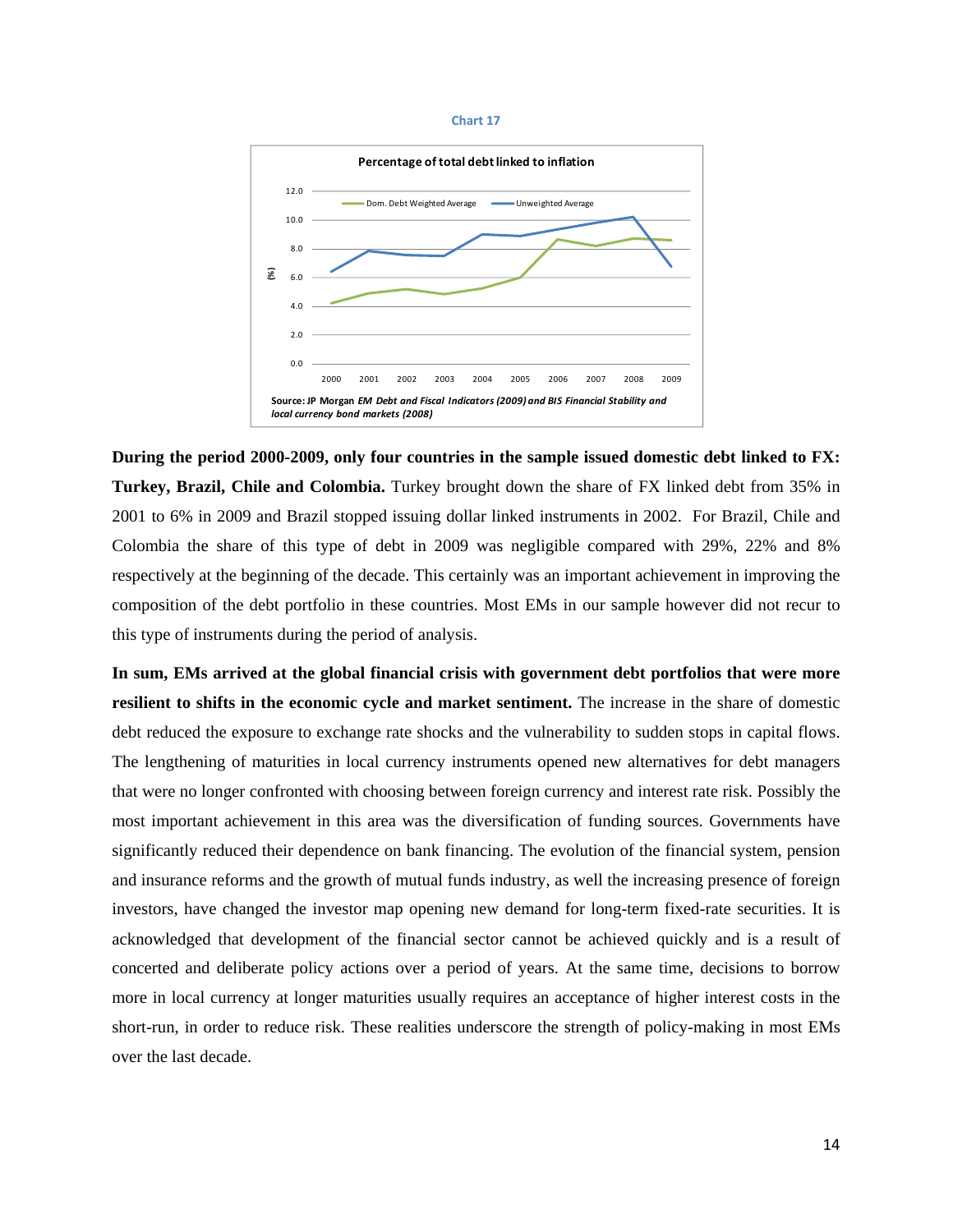Chart 17

Percentage of total debt linked to inflation

Source: JP Morgan *EM Debt and Fiscal Indicators (2009) and BIS Financial Stability and local currency bond markets (2008)*

**During the period 2000-2009, only four countries in the sample issued domestic debt linked to FX: Turkey, Brazil, Chile and Colombia.** Turkey brought down the share of FX linked debt from 35% in 2001 to 6% in 2009 and Brazil stopped issuing dollar linked instruments in 2002. For Brazil, Chile and Colombia the share of this type of debt in 2009 was negligible compared with 29%, 22% and 8% respectively at the beginning of the decade. This certainly was an important achievement in improving the composition of the debt portfolio in these countries. Most EMs in our sample however did not recur to this type of instruments during the period of analysis.

**In sum, EMs arrived at the global financial crisis with government debt portfolios that were more resilient to shifts in the economic cycle and market sentiment.** The increase in the share of domestic debt reduced the exposure to exchange rate shocks and the vulnerability to sudden stops in capital flows. The lengthening of maturities in local currency instruments opened new alternatives for debt managers that were no longer confronted with choosing between foreign currency and interest rate risk. Possibly the most important achievement in this area was the diversification of funding sources. Governments have significantly reduced their dependence on bank financing. The evolution of the financial system, pension and insurance reforms and the growth of mutual funds industry, as well the increasing presence of foreign investors, have changed the investor map opening new demand for long-term fixed-rate securities. It is acknowledged that development of the financial sector cannot be achieved quickly and is a result of concerted and deliberate policy actions over a period of years. At the same time, decisions to borrow more in local currency at longer maturities usually requires an acceptance of higher interest costs in the short-run, in order to reduce risk. These realities underscore the strength of policy-making in most EMs over the last decade.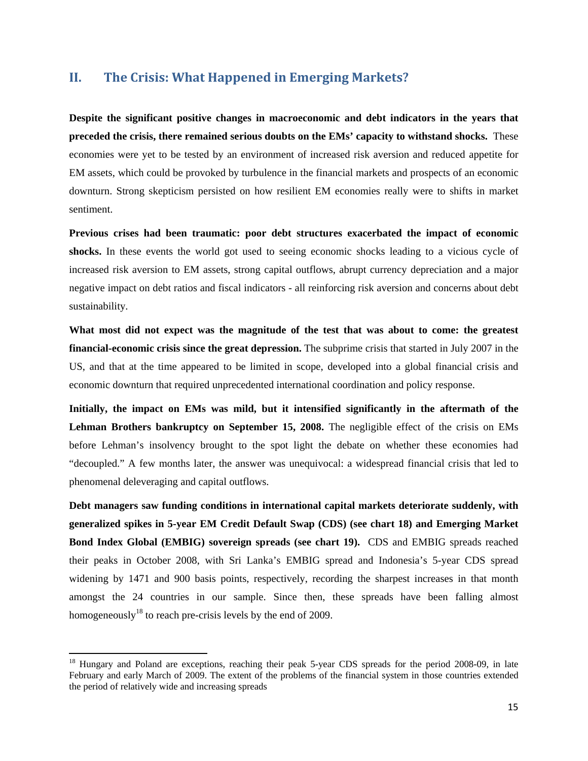## II. The Crisis: What Happened in Emerging Markets?

**Despite the significant positive changes in macroeconomic and debt indicators in the years that preceded the crisis, there remained serious doubts on the EMs' capacity to withstand shocks.** These economies were yet to be tested by an environment of increased risk aversion and reduced appetite for EM assets, which could be provoked by turbulence in the financial markets and prospects of an economic downturn. Strong skepticism persisted on how resilient EM economies really were to shifts in market sentiment.

**Previous crises had been traumatic: poor debt structures exacerbated the impact of economic shocks.** In these events the world got used to seeing economic shocks leading to a vicious cycle of increased risk aversion to EM assets, strong capital outflows, abrupt currency depreciation and a major negative impact on debt ratios and fiscal indicators - all reinforcing risk aversion and concerns about debt sustainability.

**What most did not expect was the magnitude of the test that was about to come: the greatest financial-economic crisis since the great depression.** The subprime crisis that started in July 2007 in the US, and that at the time appeared to be limited in scope, developed into a global financial crisis and economic downturn that required unprecedented international coordination and policy response.

**Initially, the impact on EMs was mild, but it intensified significantly in the aftermath of the Lehman Brothers bankruptcy on September 15, 2008.** The negligible effect of the crisis on EMs before Lehman's insolvency brought to the spot light the debate on whether these economies had "decoupled." A few months later, the answer was unequivocal: a widespread financial crisis that led to phenomenal deleveraging and capital outflows.

**Debt managers saw funding conditions in international capital markets deteriorate suddenly, with generalized spikes in 5-year EM Credit Default Swap (CDS) (see chart 18) and Emerging Market Bond Index Global (EMBIG) sovereign spreads (see chart 19).** CDS and EMBIG spreads reached their peaks in October 2008, with Sri Lanka's EMBIG spread and Indonesia's 5-year CDS spread widening by 1471 and 900 basis points, respectively, recording the sharpest increases in that month amongst the 24 countries in our sample. Since then, these spreads have been falling almost homogeneously[18] to reach pre-crisis levels by the end of 2009.

[18] Hungary and Poland are exceptions, reaching their peak 5-year CDS spreads for the period 2008-09, in late February and early March of 2009. The extent of the problems of the financial system in those countries extended the period of relatively wide and increasing spreads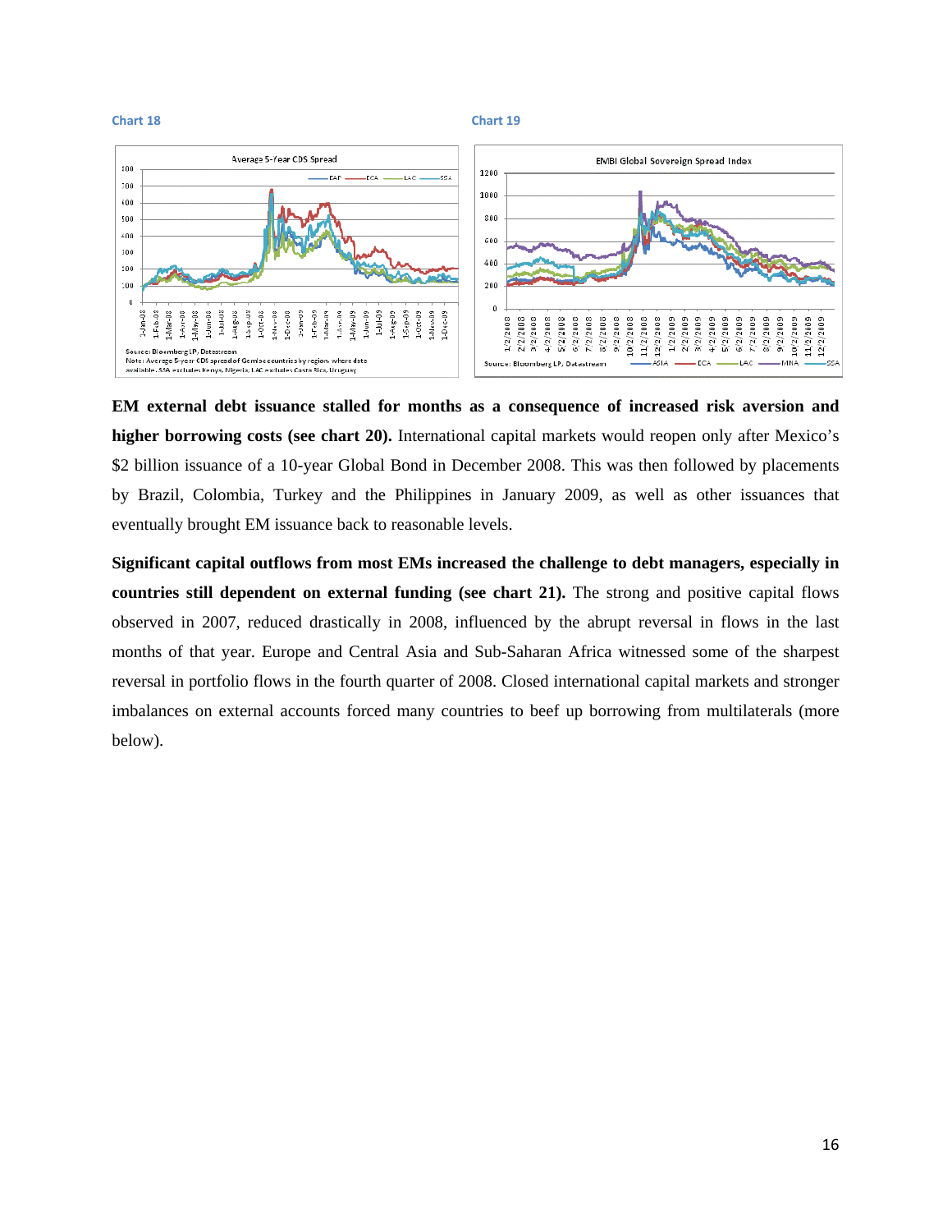**Chart 18**

**Chart 19**

Average 5-Year CDS Spread

Source: Bloomberg LP, Datastream
Note: Average 5-year CDS spread of Gemloc countries by region, where data available. SSA excludes Kenya, Nigeria; LAC excludes Costa Rica, Uruguay

EMBI Global Sovereign Spread Index

Source: Bloomberg LP, Datastream

**EM external debt issuance stalled for months as a consequence of increased risk aversion and higher borrowing costs (see chart 20).** International capital markets would reopen only after Mexico's $2 billion issuance of a 10-year Global Bond in December 2008. This was then followed by placements by Brazil, Colombia, Turkey and the Philippines in January 2009, as well as other issuances that eventually brought EM issuance back to reasonable levels.

**Significant capital outflows from most EMs increased the challenge to debt managers, especially in countries still dependent on external funding (see chart 21).** The strong and positive capital flows observed in 2007, reduced drastically in 2008, influenced by the abrupt reversal in flows in the last months of that year. Europe and Central Asia and Sub-Saharan Africa witnessed some of the sharpest reversal in portfolio flows in the fourth quarter of 2008. Closed international capital markets and stronger imbalances on external accounts forced many countries to beef up borrowing from multilaterals (more below).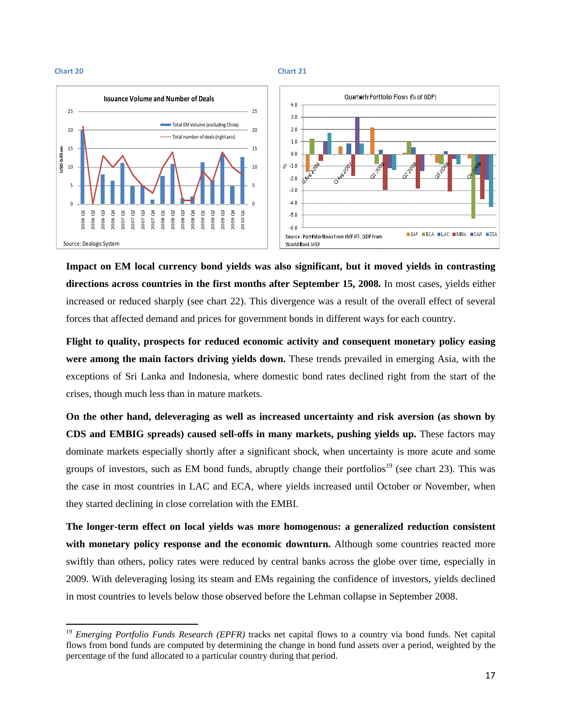Chart 20

Issuance Volume and Number of Deals

Source: Dealogic System

Chart 21

Quarterly Portfolio Flows (% of GDP)

Source: Portfolio flows from IMF *IFS*; GDP from World Bank *WDI*

**Impact on EM local currency bond yields was also significant, but it moved yields in contrasting directions across countries in the first months after September 15, 2008.** In most cases, yields either increased or reduced sharply (see chart 22). This divergence was a result of the overall effect of several forces that affected demand and prices for government bonds in different ways for each country.

**Flight to quality, prospects for reduced economic activity and consequent monetary policy easing were among the main factors driving yields down.** These trends prevailed in emerging Asia, with the exceptions of Sri Lanka and Indonesia, where domestic bond rates declined right from the start of the crises, though much less than in mature markets.

**On the other hand, deleveraging as well as increased uncertainty and risk aversion (as shown by CDS and EMBIG spreads) caused sell-offs in many markets, pushing yields up.** These factors may dominate markets especially shortly after a significant shock, when uncertainty is more acute and some groups of investors, such as EM bond funds, abruptly change their portfolios[19] (see chart 23). This was the case in most countries in LAC and ECA, where yields increased until October or November, when they started declining in close correlation with the EMBI.

**The longer-term effect on local yields was more homogenous: a generalized reduction consistent with monetary policy response and the economic downturn.** Although some countries reacted more swiftly than others, policy rates were reduced by central banks across the globe over time, especially in 2009. With deleveraging losing its steam and EMs regaining the confidence of investors, yields declined in most countries to levels below those observed before the Lehman collapse in September 2008.

[19] *Emerging Portfolio Funds Research (EPFR)* tracks net capital flows to a country via bond funds. Net capital flows from bond funds are computed by determining the change in bond fund assets over a period, weighted by the percentage of the fund allocated to a particular country during that period.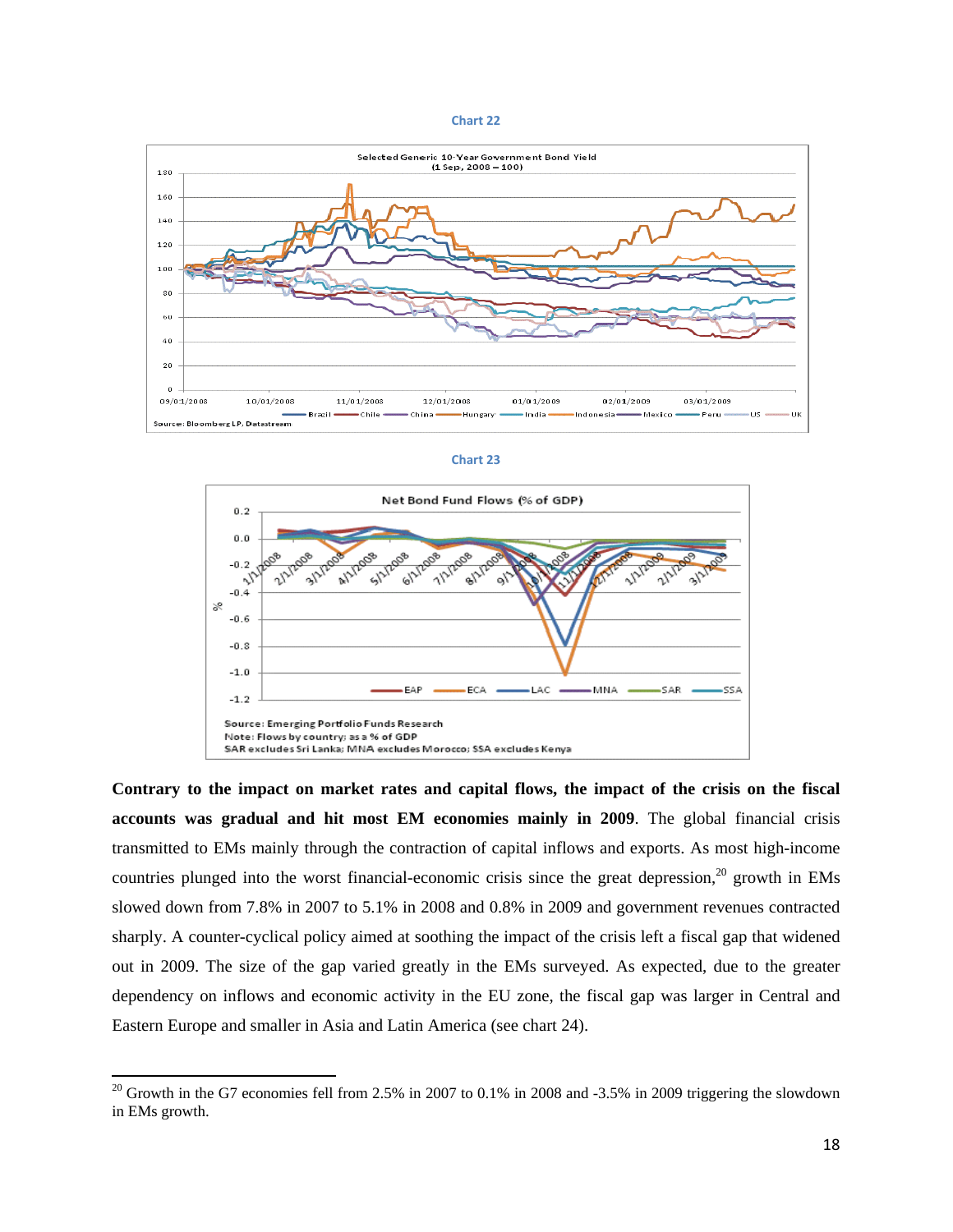Chart 22

Chart 23

**Contrary to the impact on market rates and capital flows, the impact of the crisis on the fiscal accounts was gradual and hit most EM economies mainly in 2009**. The global financial crisis transmitted to EMs mainly through the contraction of capital inflows and exports. As most high-income countries plunged into the worst financial-economic crisis since the great depression,[20] growth in EMs slowed down from 7.8% in 2007 to 5.1% in 2008 and 0.8% in 2009 and government revenues contracted sharply. A counter-cyclical policy aimed at soothing the impact of the crisis left a fiscal gap that widened out in 2009. The size of the gap varied greatly in the EMs surveyed. As expected, due to the greater dependency on inflows and economic activity in the EU zone, the fiscal gap was larger in Central and Eastern Europe and smaller in Asia and Latin America (see chart 24).

[20] Growth in the G7 economies fell from 2.5% in 2007 to 0.1% in 2008 and -3.5% in 2009 triggering the slowdown in EMs growth.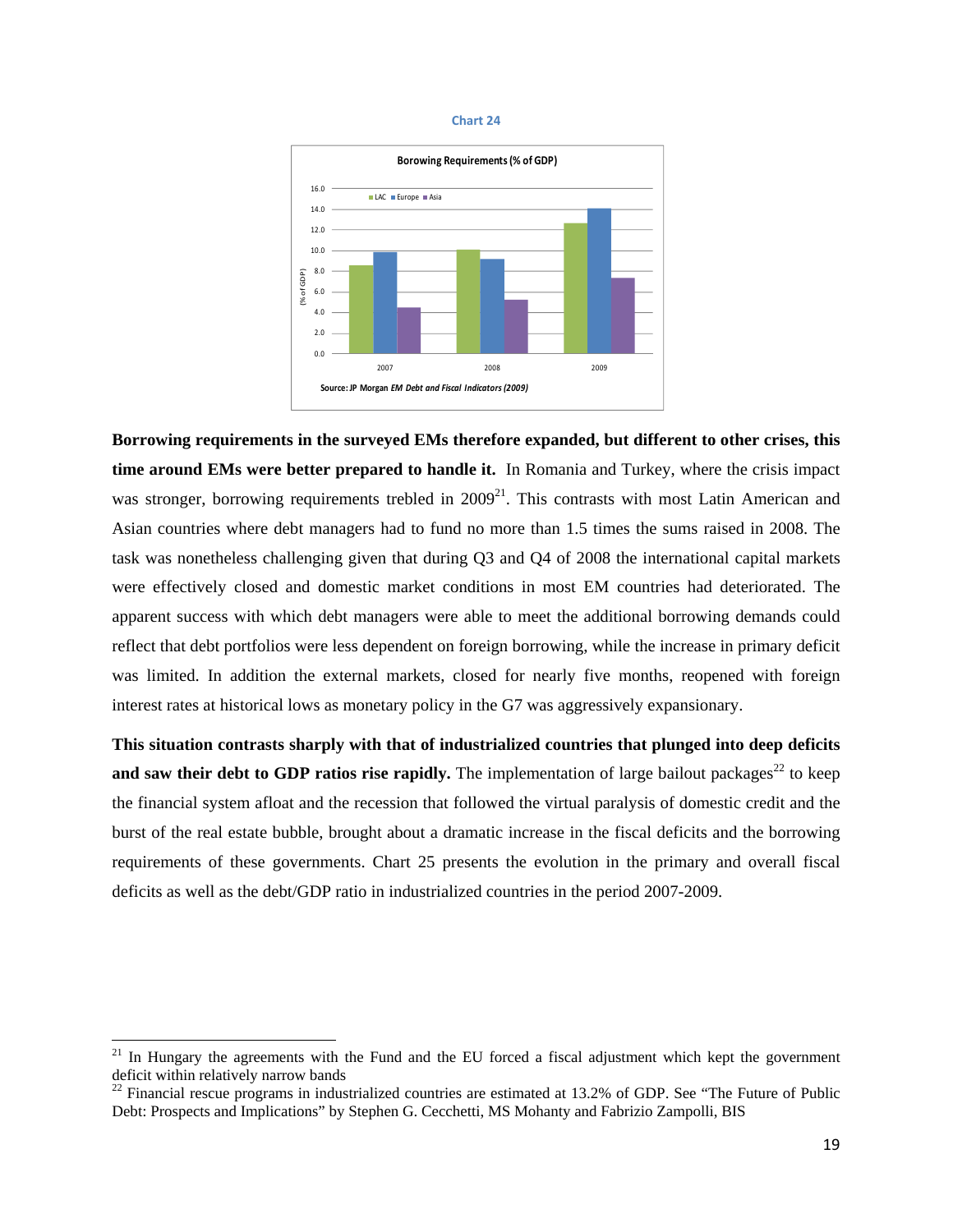Chart 24

**Borowing Requirements (% of GDP)**

Source: JP Morgan *EM Debt and Fiscal Indicators (2009)*

**Borrowing requirements in the surveyed EMs therefore expanded, but different to other crises, this time around EMs were better prepared to handle it.** In Romania and Turkey, where the crisis impact was stronger, borrowing requirements trebled in 2009[21]. This contrasts with most Latin American and Asian countries where debt managers had to fund no more than 1.5 times the sums raised in 2008. The task was nonetheless challenging given that during Q3 and Q4 of 2008 the international capital markets were effectively closed and domestic market conditions in most EM countries had deteriorated. The apparent success with which debt managers were able to meet the additional borrowing demands could reflect that debt portfolios were less dependent on foreign borrowing, while the increase in primary deficit was limited. In addition the external markets, closed for nearly five months, reopened with foreign interest rates at historical lows as monetary policy in the G7 was aggressively expansionary.

**This situation contrasts sharply with that of industrialized countries that plunged into deep deficits and saw their debt to GDP ratios rise rapidly.** The implementation of large bailout packages[22] to keep the financial system afloat and the recession that followed the virtual paralysis of domestic credit and the burst of the real estate bubble, brought about a dramatic increase in the fiscal deficits and the borrowing requirements of these governments. Chart 25 presents the evolution in the primary and overall fiscal deficits as well as the debt/GDP ratio in industrialized countries in the period 2007-2009.

[21] In Hungary the agreements with the Fund and the EU forced a fiscal adjustment which kept the government deficit within relatively narrow bands

[22] Financial rescue programs in industrialized countries are estimated at 13.2% of GDP. See "The Future of Public Debt: Prospects and Implications" by Stephen G. Cecchetti, MS Mohanty and Fabrizio Zampolli, BIS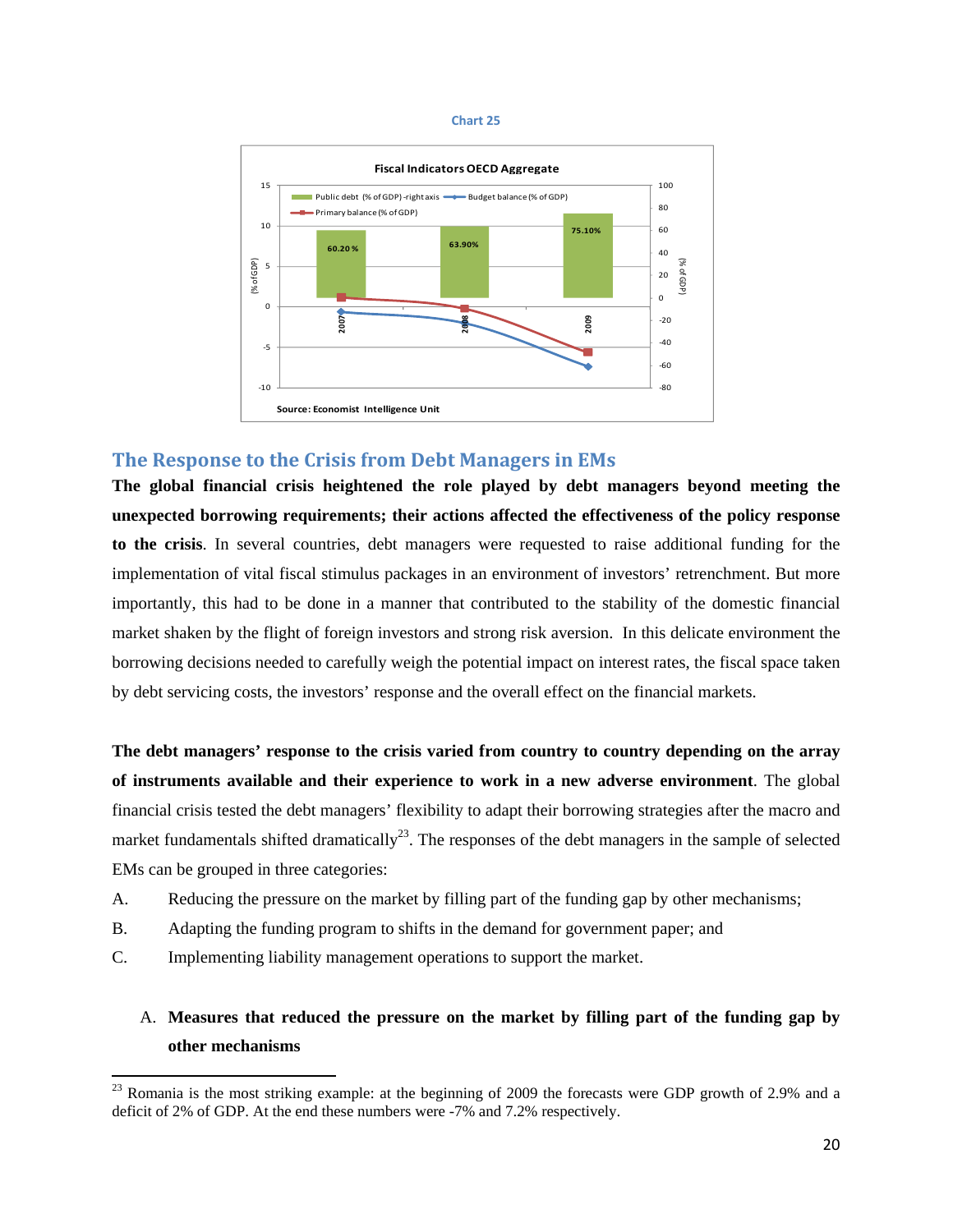Chart 25

**Fiscal Indicators OECD Aggregate**

Public debt (% of GDP) - right axis; Budget balance (% of GDP); Primary balance (% of GDP)

| | 2007 | 2008 | 2009 |
|---|---|---|---|
| Public debt (% of GDP) | 60.20 % | 63.90% | 75.10% |

Source: Economist Intelligence Unit

## The Response to the Crisis from Debt Managers in EMs

**The global financial crisis heightened the role played by debt managers beyond meeting the unexpected borrowing requirements; their actions affected the effectiveness of the policy response to the crisis**. In several countries, debt managers were requested to raise additional funding for the implementation of vital fiscal stimulus packages in an environment of investors' retrenchment. But more importantly, this had to be done in a manner that contributed to the stability of the domestic financial market shaken by the flight of foreign investors and strong risk aversion. In this delicate environment the borrowing decisions needed to carefully weigh the potential impact on interest rates, the fiscal space taken by debt servicing costs, the investors' response and the overall effect on the financial markets.

**The debt managers' response to the crisis varied from country to country depending on the array of instruments available and their experience to work in a new adverse environment**. The global financial crisis tested the debt managers' flexibility to adapt their borrowing strategies after the macro and market fundamentals shifted dramatically[23]. The responses of the debt managers in the sample of selected EMs can be grouped in three categories:

A. Reducing the pressure on the market by filling part of the funding gap by other mechanisms;

B. Adapting the funding program to shifts in the demand for government paper; and

C. Implementing liability management operations to support the market.

A. **Measures that reduced the pressure on the market by filling part of the funding gap by other mechanisms**

[23] Romania is the most striking example: at the beginning of 2009 the forecasts were GDP growth of 2.9% and a deficit of 2% of GDP. At the end these numbers were -7% and 7.2% respectively.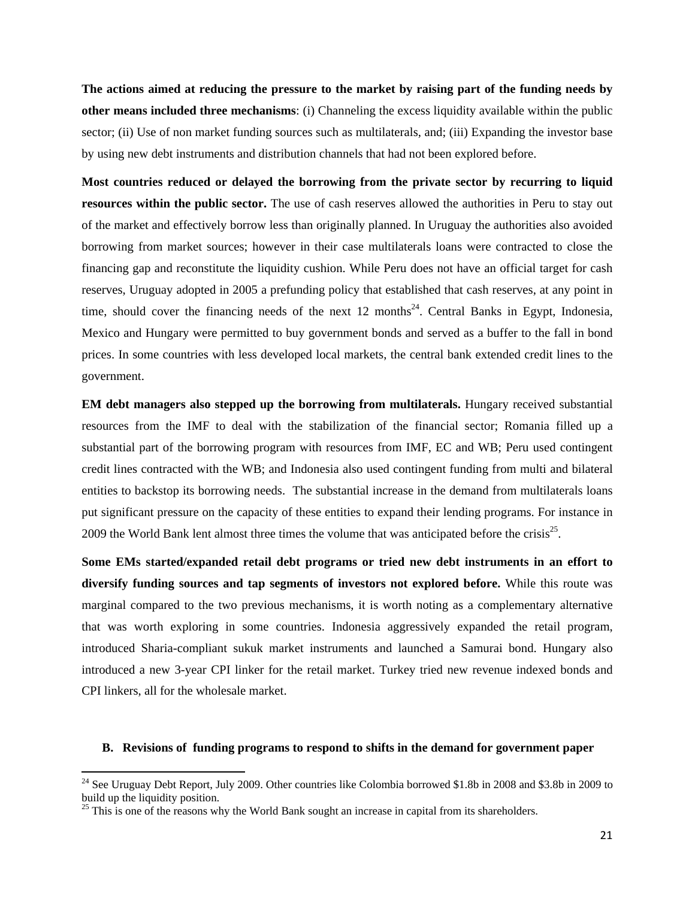**The actions aimed at reducing the pressure to the market by raising part of the funding needs by other means included three mechanisms**: (i) Channeling the excess liquidity available within the public sector; (ii) Use of non market funding sources such as multilaterals, and; (iii) Expanding the investor base by using new debt instruments and distribution channels that had not been explored before.

**Most countries reduced or delayed the borrowing from the private sector by recurring to liquid resources within the public sector.** The use of cash reserves allowed the authorities in Peru to stay out of the market and effectively borrow less than originally planned. In Uruguay the authorities also avoided borrowing from market sources; however in their case multilaterals loans were contracted to close the financing gap and reconstitute the liquidity cushion. While Peru does not have an official target for cash reserves, Uruguay adopted in 2005 a prefunding policy that established that cash reserves, at any point in time, should cover the financing needs of the next 12 months[24]. Central Banks in Egypt, Indonesia, Mexico and Hungary were permitted to buy government bonds and served as a buffer to the fall in bond prices. In some countries with less developed local markets, the central bank extended credit lines to the government.

**EM debt managers also stepped up the borrowing from multilaterals.** Hungary received substantial resources from the IMF to deal with the stabilization of the financial sector; Romania filled up a substantial part of the borrowing program with resources from IMF, EC and WB; Peru used contingent credit lines contracted with the WB; and Indonesia also used contingent funding from multi and bilateral entities to backstop its borrowing needs. The substantial increase in the demand from multilaterals loans put significant pressure on the capacity of these entities to expand their lending programs. For instance in 2009 the World Bank lent almost three times the volume that was anticipated before the crisis[25].

**Some EMs started/expanded retail debt programs or tried new debt instruments in an effort to diversify funding sources and tap segments of investors not explored before.** While this route was marginal compared to the two previous mechanisms, it is worth noting as a complementary alternative that was worth exploring in some countries. Indonesia aggressively expanded the retail program, introduced Sharia-compliant sukuk market instruments and launched a Samurai bond. Hungary also introduced a new 3-year CPI linker for the retail market. Turkey tried new revenue indexed bonds and CPI linkers, all for the wholesale market.

### B. Revisions of funding programs to respond to shifts in the demand for government paper

---

[24] See Uruguay Debt Report, July 2009. Other countries like Colombia borrowed \$1.8b in 2008 and \$3.8b in 2009 to build up the liquidity position.

[25] This is one of the reasons why the World Bank sought an increase in capital from its shareholders.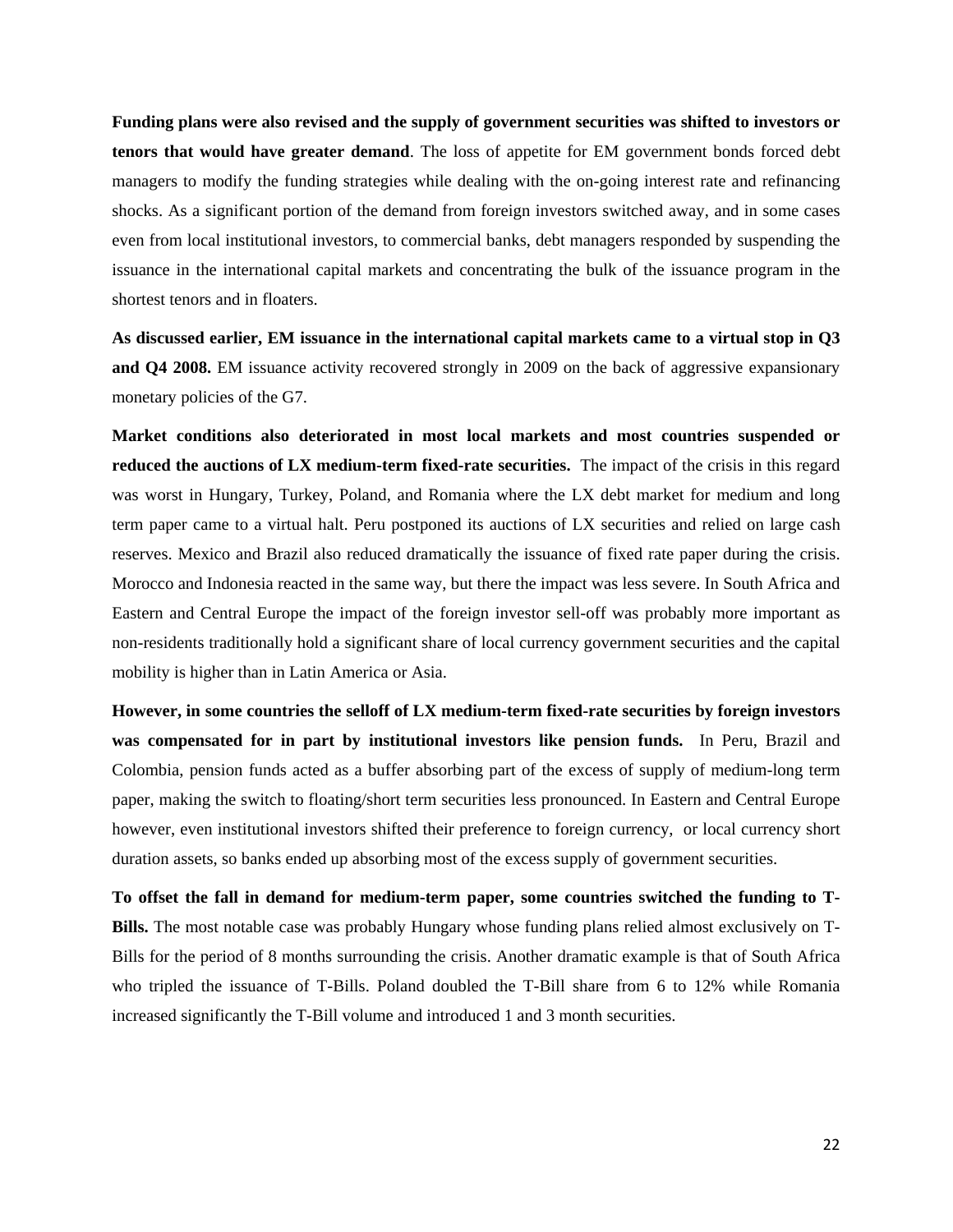**Funding plans were also revised and the supply of government securities was shifted to investors or tenors that would have greater demand**. The loss of appetite for EM government bonds forced debt managers to modify the funding strategies while dealing with the on-going interest rate and refinancing shocks. As a significant portion of the demand from foreign investors switched away, and in some cases even from local institutional investors, to commercial banks, debt managers responded by suspending the issuance in the international capital markets and concentrating the bulk of the issuance program in the shortest tenors and in floaters.

**As discussed earlier, EM issuance in the international capital markets came to a virtual stop in Q3 and Q4 2008.** EM issuance activity recovered strongly in 2009 on the back of aggressive expansionary monetary policies of the G7.

**Market conditions also deteriorated in most local markets and most countries suspended or reduced the auctions of LX medium-term fixed-rate securities.** The impact of the crisis in this regard was worst in Hungary, Turkey, Poland, and Romania where the LX debt market for medium and long term paper came to a virtual halt. Peru postponed its auctions of LX securities and relied on large cash reserves. Mexico and Brazil also reduced dramatically the issuance of fixed rate paper during the crisis. Morocco and Indonesia reacted in the same way, but there the impact was less severe. In South Africa and Eastern and Central Europe the impact of the foreign investor sell-off was probably more important as non-residents traditionally hold a significant share of local currency government securities and the capital mobility is higher than in Latin America or Asia.

**However, in some countries the selloff of LX medium-term fixed-rate securities by foreign investors was compensated for in part by institutional investors like pension funds.** In Peru, Brazil and Colombia, pension funds acted as a buffer absorbing part of the excess of supply of medium-long term paper, making the switch to floating/short term securities less pronounced. In Eastern and Central Europe however, even institutional investors shifted their preference to foreign currency, or local currency short duration assets, so banks ended up absorbing most of the excess supply of government securities.

**To offset the fall in demand for medium-term paper, some countries switched the funding to T-Bills.** The most notable case was probably Hungary whose funding plans relied almost exclusively on T-Bills for the period of 8 months surrounding the crisis. Another dramatic example is that of South Africa who tripled the issuance of T-Bills. Poland doubled the T-Bill share from 6 to 12% while Romania increased significantly the T-Bill volume and introduced 1 and 3 month securities.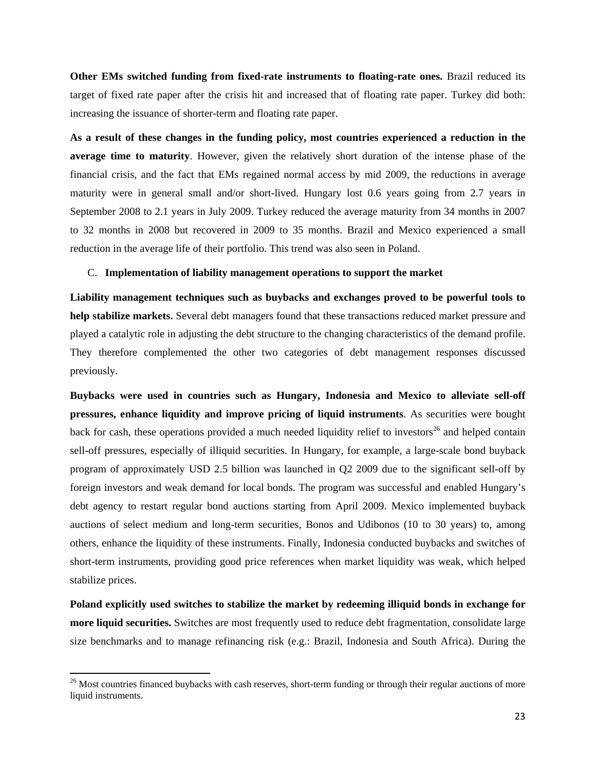**Other EMs switched funding from fixed-rate instruments to floating-rate ones.** Brazil reduced its target of fixed rate paper after the crisis hit and increased that of floating rate paper. Turkey did both: increasing the issuance of shorter-term and floating rate paper.

**As a result of these changes in the funding policy, most countries experienced a reduction in the average time to maturity**. However, given the relatively short duration of the intense phase of the financial crisis, and the fact that EMs regained normal access by mid 2009, the reductions in average maturity were in general small and/or short-lived. Hungary lost 0.6 years going from 2.7 years in September 2008 to 2.1 years in July 2009. Turkey reduced the average maturity from 34 months in 2007 to 32 months in 2008 but recovered in 2009 to 35 months. Brazil and Mexico experienced a small reduction in the average life of their portfolio. This trend was also seen in Poland.

### C. Implementation of liability management operations to support the market

**Liability management techniques such as buybacks and exchanges proved to be powerful tools to help stabilize markets.** Several debt managers found that these transactions reduced market pressure and played a catalytic role in adjusting the debt structure to the changing characteristics of the demand profile. They therefore complemented the other two categories of debt management responses discussed previously.

**Buybacks were used in countries such as Hungary, Indonesia and Mexico to alleviate sell-off pressures, enhance liquidity and improve pricing of liquid instruments**. As securities were bought back for cash, these operations provided a much needed liquidity relief to investors[26] and helped contain sell-off pressures, especially of illiquid securities. In Hungary, for example, a large-scale bond buyback program of approximately USD 2.5 billion was launched in Q2 2009 due to the significant sell-off by foreign investors and weak demand for local bonds. The program was successful and enabled Hungary's debt agency to restart regular bond auctions starting from April 2009. Mexico implemented buyback auctions of select medium and long-term securities, Bonos and Udibonos (10 to 30 years) to, among others, enhance the liquidity of these instruments. Finally, Indonesia conducted buybacks and switches of short-term instruments, providing good price references when market liquidity was weak, which helped stabilize prices.

**Poland explicitly used switches to stabilize the market by redeeming illiquid bonds in exchange for more liquid securities.** Switches are most frequently used to reduce debt fragmentation, consolidate large size benchmarks and to manage refinancing risk (e.g.: Brazil, Indonesia and South Africa). During the

[26] Most countries financed buybacks with cash reserves, short-term funding or through their regular auctions of more liquid instruments.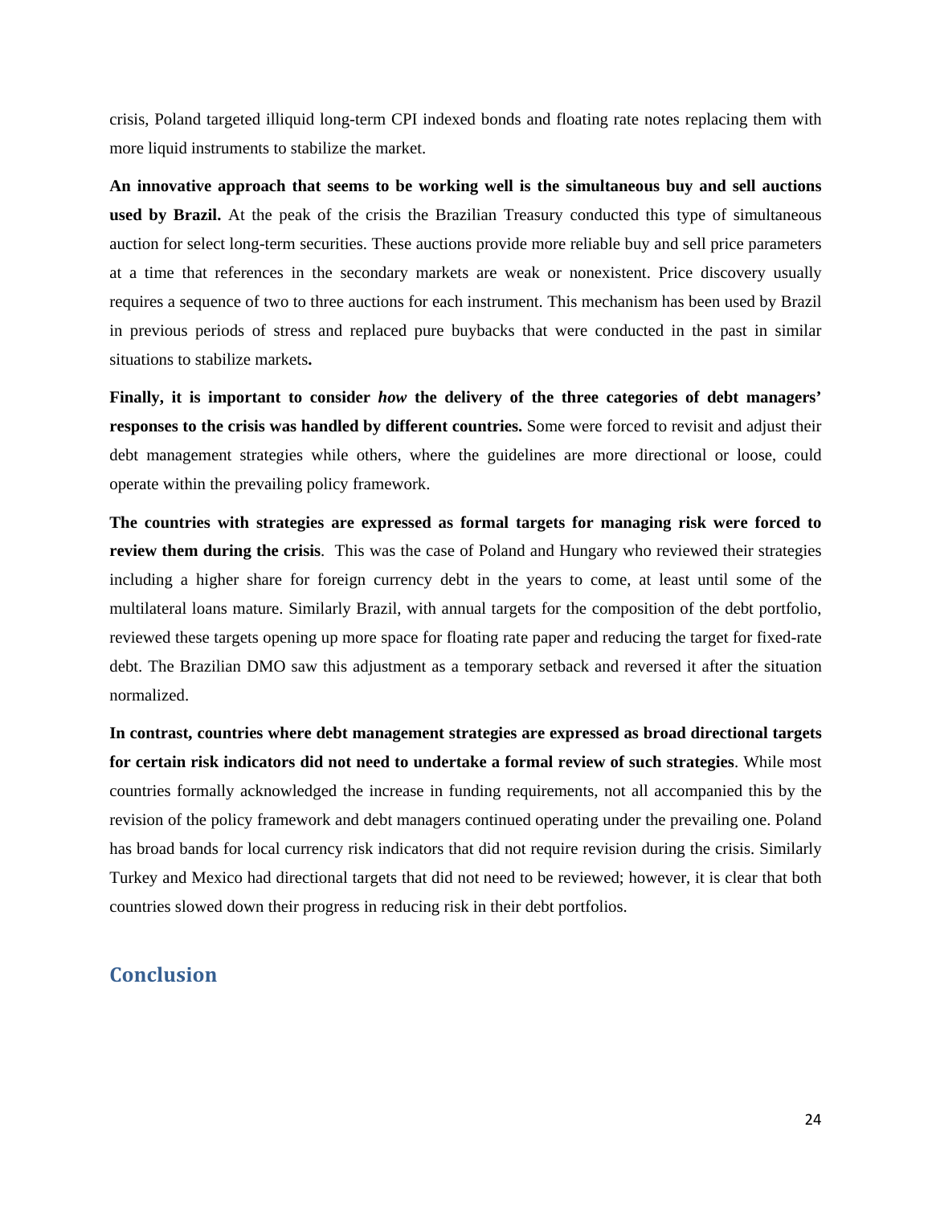crisis, Poland targeted illiquid long-term CPI indexed bonds and floating rate notes replacing them with more liquid instruments to stabilize the market.

**An innovative approach that seems to be working well is the simultaneous buy and sell auctions used by Brazil.** At the peak of the crisis the Brazilian Treasury conducted this type of simultaneous auction for select long-term securities. These auctions provide more reliable buy and sell price parameters at a time that references in the secondary markets are weak or nonexistent. Price discovery usually requires a sequence of two to three auctions for each instrument. This mechanism has been used by Brazil in previous periods of stress and replaced pure buybacks that were conducted in the past in similar situations to stabilize markets**.**

**Finally, it is important to consider *how* the delivery of the three categories of debt managers' responses to the crisis was handled by different countries.** Some were forced to revisit and adjust their debt management strategies while others, where the guidelines are more directional or loose, could operate within the prevailing policy framework.

**The countries with strategies are expressed as formal targets for managing risk were forced to review them during the crisis**. This was the case of Poland and Hungary who reviewed their strategies including a higher share for foreign currency debt in the years to come, at least until some of the multilateral loans mature. Similarly Brazil, with annual targets for the composition of the debt portfolio, reviewed these targets opening up more space for floating rate paper and reducing the target for fixed-rate debt. The Brazilian DMO saw this adjustment as a temporary setback and reversed it after the situation normalized.

**In contrast, countries where debt management strategies are expressed as broad directional targets for certain risk indicators did not need to undertake a formal review of such strategies**. While most countries formally acknowledged the increase in funding requirements, not all accompanied this by the revision of the policy framework and debt managers continued operating under the prevailing one. Poland has broad bands for local currency risk indicators that did not require revision during the crisis. Similarly Turkey and Mexico had directional targets that did not need to be reviewed; however, it is clear that both countries slowed down their progress in reducing risk in their debt portfolios.

## Conclusion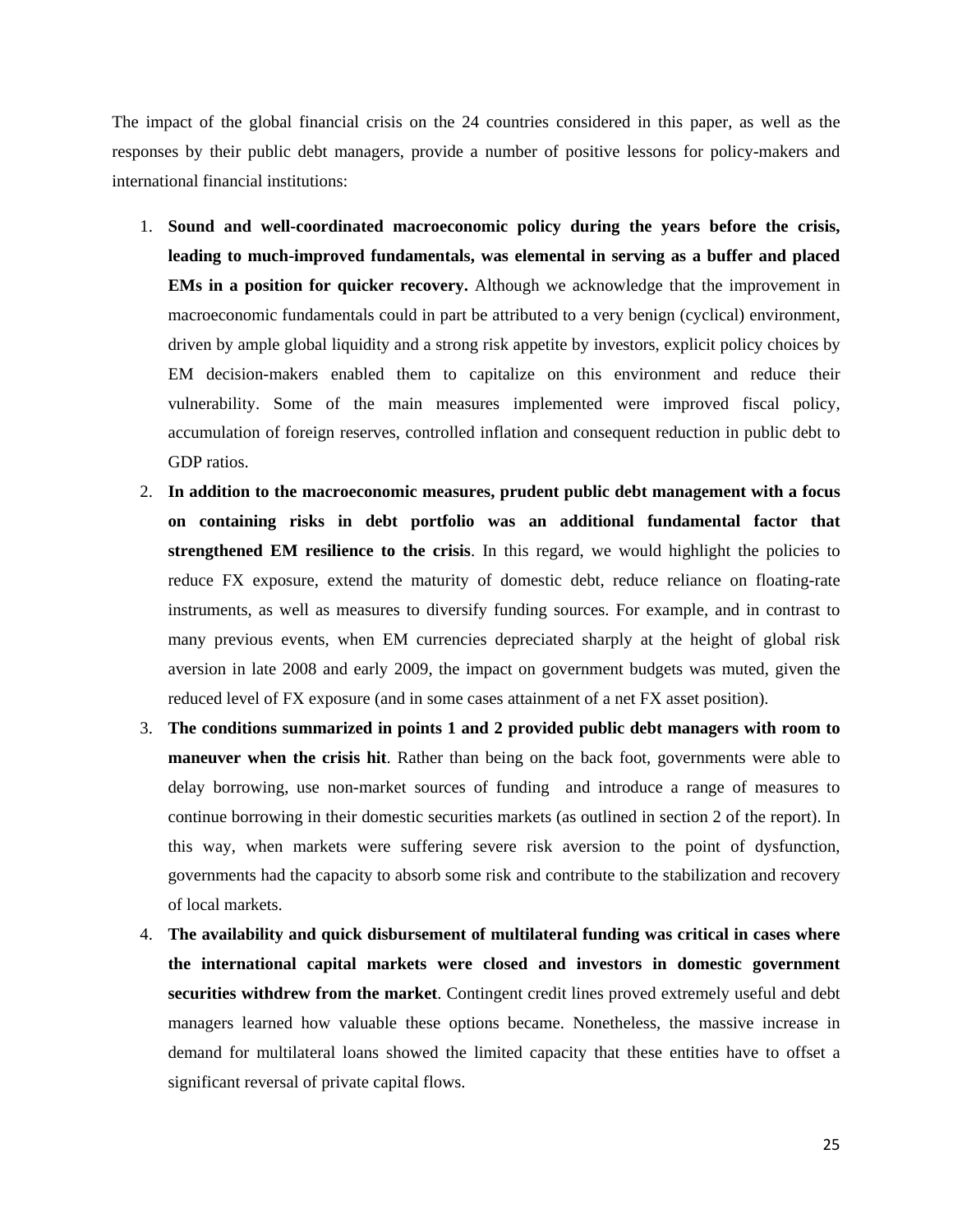The impact of the global financial crisis on the 24 countries considered in this paper, as well as the responses by their public debt managers, provide a number of positive lessons for policy-makers and international financial institutions:

1. **Sound and well-coordinated macroeconomic policy during the years before the crisis, leading to much-improved fundamentals, was elemental in serving as a buffer and placed EMs in a position for quicker recovery.** Although we acknowledge that the improvement in macroeconomic fundamentals could in part be attributed to a very benign (cyclical) environment, driven by ample global liquidity and a strong risk appetite by investors, explicit policy choices by EM decision-makers enabled them to capitalize on this environment and reduce their vulnerability. Some of the main measures implemented were improved fiscal policy, accumulation of foreign reserves, controlled inflation and consequent reduction in public debt to GDP ratios.
2. **In addition to the macroeconomic measures, prudent public debt management with a focus on containing risks in debt portfolio was an additional fundamental factor that strengthened EM resilience to the crisis**. In this regard, we would highlight the policies to reduce FX exposure, extend the maturity of domestic debt, reduce reliance on floating-rate instruments, as well as measures to diversify funding sources. For example, and in contrast to many previous events, when EM currencies depreciated sharply at the height of global risk aversion in late 2008 and early 2009, the impact on government budgets was muted, given the reduced level of FX exposure (and in some cases attainment of a net FX asset position).
3. **The conditions summarized in points 1 and 2 provided public debt managers with room to maneuver when the crisis hit**. Rather than being on the back foot, governments were able to delay borrowing, use non-market sources of funding and introduce a range of measures to continue borrowing in their domestic securities markets (as outlined in section 2 of the report). In this way, when markets were suffering severe risk aversion to the point of dysfunction, governments had the capacity to absorb some risk and contribute to the stabilization and recovery of local markets.
4. **The availability and quick disbursement of multilateral funding was critical in cases where the international capital markets were closed and investors in domestic government securities withdrew from the market**. Contingent credit lines proved extremely useful and debt managers learned how valuable these options became. Nonetheless, the massive increase in demand for multilateral loans showed the limited capacity that these entities have to offset a significant reversal of private capital flows.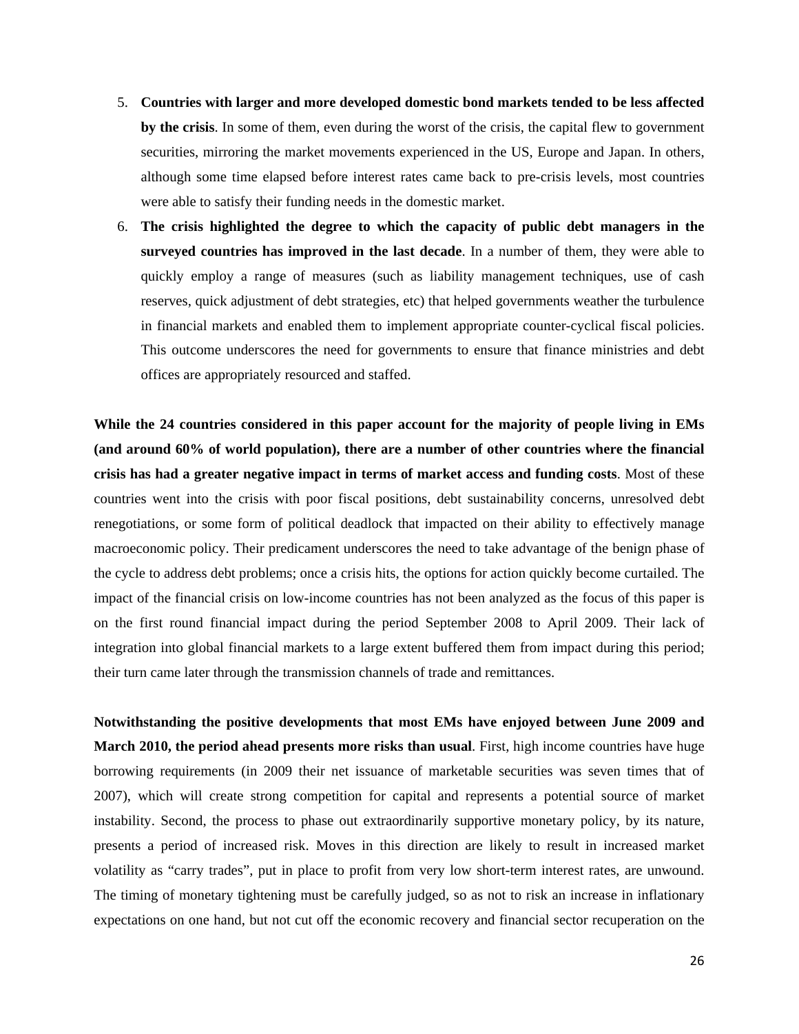5. **Countries with larger and more developed domestic bond markets tended to be less affected by the crisis**. In some of them, even during the worst of the crisis, the capital flew to government securities, mirroring the market movements experienced in the US, Europe and Japan. In others, although some time elapsed before interest rates came back to pre-crisis levels, most countries were able to satisfy their funding needs in the domestic market.
6. **The crisis highlighted the degree to which the capacity of public debt managers in the surveyed countries has improved in the last decade**. In a number of them, they were able to quickly employ a range of measures (such as liability management techniques, use of cash reserves, quick adjustment of debt strategies, etc) that helped governments weather the turbulence in financial markets and enabled them to implement appropriate counter-cyclical fiscal policies. This outcome underscores the need for governments to ensure that finance ministries and debt offices are appropriately resourced and staffed.

**While the 24 countries considered in this paper account for the majority of people living in EMs (and around 60% of world population), there are a number of other countries where the financial crisis has had a greater negative impact in terms of market access and funding costs**. Most of these countries went into the crisis with poor fiscal positions, debt sustainability concerns, unresolved debt renegotiations, or some form of political deadlock that impacted on their ability to effectively manage macroeconomic policy. Their predicament underscores the need to take advantage of the benign phase of the cycle to address debt problems; once a crisis hits, the options for action quickly become curtailed. The impact of the financial crisis on low-income countries has not been analyzed as the focus of this paper is on the first round financial impact during the period September 2008 to April 2009. Their lack of integration into global financial markets to a large extent buffered them from impact during this period; their turn came later through the transmission channels of trade and remittances.

**Notwithstanding the positive developments that most EMs have enjoyed between June 2009 and March 2010, the period ahead presents more risks than usual**. First, high income countries have huge borrowing requirements (in 2009 their net issuance of marketable securities was seven times that of 2007), which will create strong competition for capital and represents a potential source of market instability. Second, the process to phase out extraordinarily supportive monetary policy, by its nature, presents a period of increased risk. Moves in this direction are likely to result in increased market volatility as "carry trades", put in place to profit from very low short-term interest rates, are unwound. The timing of monetary tightening must be carefully judged, so as not to risk an increase in inflationary expectations on one hand, but not cut off the economic recovery and financial sector recuperation on the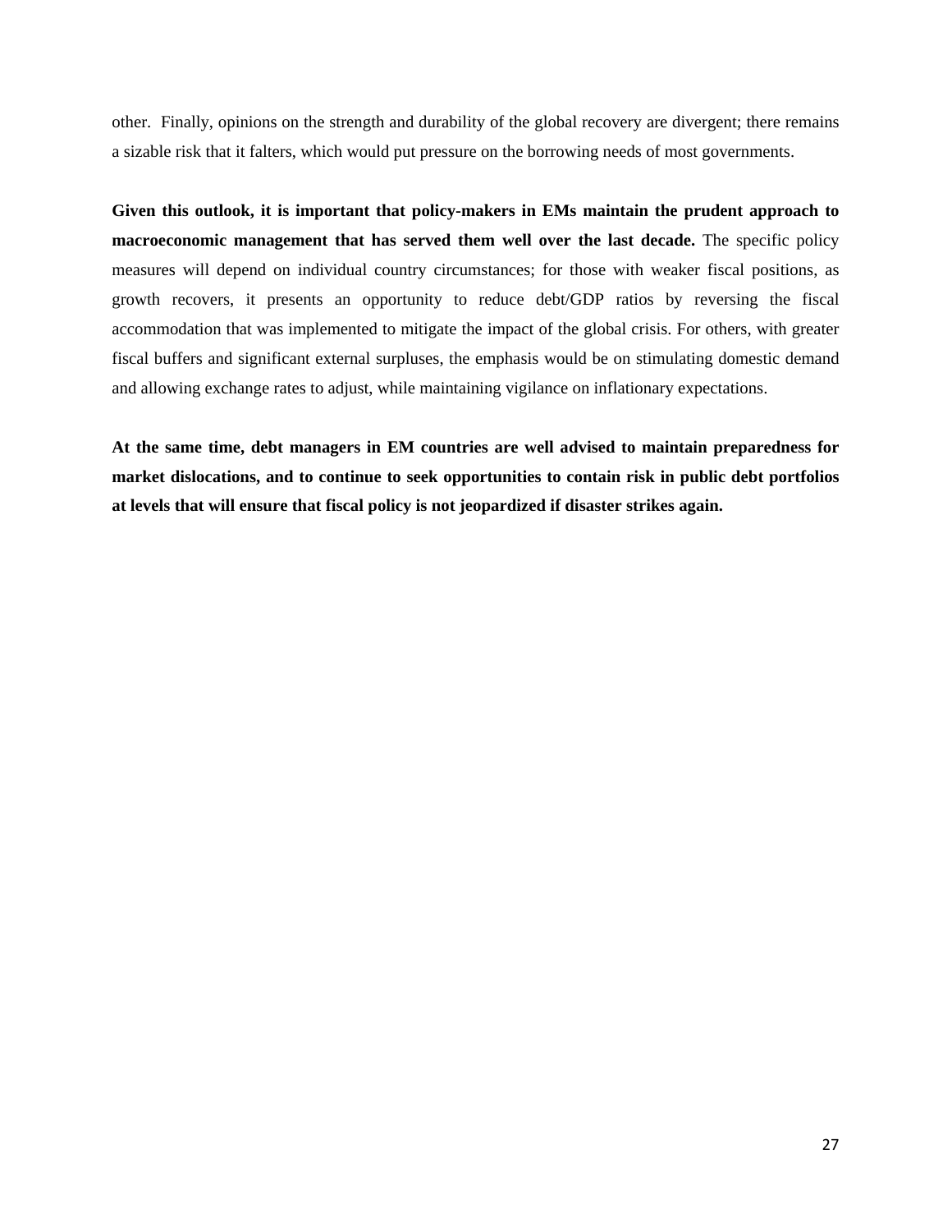other. Finally, opinions on the strength and durability of the global recovery are divergent; there remains a sizable risk that it falters, which would put pressure on the borrowing needs of most governments.

**Given this outlook, it is important that policy-makers in EMs maintain the prudent approach to macroeconomic management that has served them well over the last decade.** The specific policy measures will depend on individual country circumstances; for those with weaker fiscal positions, as growth recovers, it presents an opportunity to reduce debt/GDP ratios by reversing the fiscal accommodation that was implemented to mitigate the impact of the global crisis. For others, with greater fiscal buffers and significant external surpluses, the emphasis would be on stimulating domestic demand and allowing exchange rates to adjust, while maintaining vigilance on inflationary expectations.

**At the same time, debt managers in EM countries are well advised to maintain preparedness for market dislocations, and to continue to seek opportunities to contain risk in public debt portfolios at levels that will ensure that fiscal policy is not jeopardized if disaster strikes again.**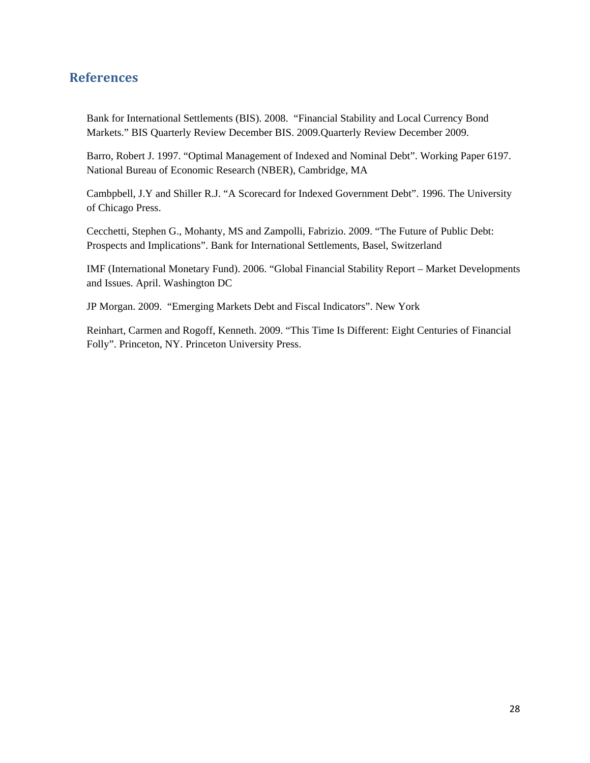## References

Bank for International Settlements (BIS). 2008. "Financial Stability and Local Currency Bond Markets." BIS Quarterly Review December BIS. 2009.Quarterly Review December 2009.

Barro, Robert J. 1997. "Optimal Management of Indexed and Nominal Debt". Working Paper 6197. National Bureau of Economic Research (NBER), Cambridge, MA

Cambpbell, J.Y and Shiller R.J. "A Scorecard for Indexed Government Debt". 1996. The University of Chicago Press.

Cecchetti, Stephen G., Mohanty, MS and Zampolli, Fabrizio. 2009. "The Future of Public Debt: Prospects and Implications". Bank for International Settlements, Basel, Switzerland

IMF (International Monetary Fund). 2006. "Global Financial Stability Report – Market Developments and Issues. April. Washington DC

JP Morgan. 2009. "Emerging Markets Debt and Fiscal Indicators". New York

Reinhart, Carmen and Rogoff, Kenneth. 2009. "This Time Is Different: Eight Centuries of Financial Folly". Princeton, NY. Princeton University Press.